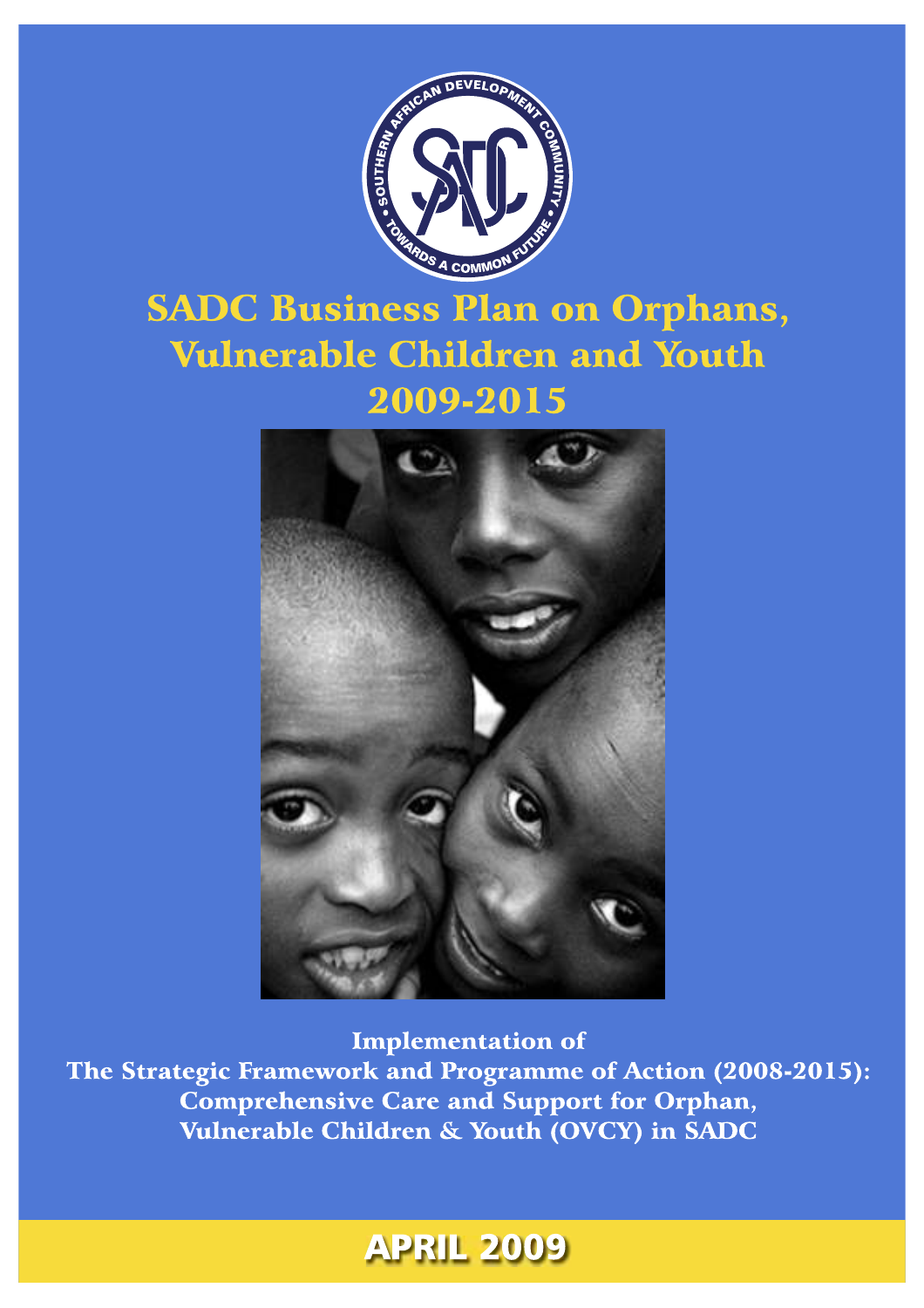# SADC Business Plan on Orphans, Vulnerable Children and Youth 2009-2015

**Implementation of The Strategic Framework and Programme of Action (2008-2015): Comprehensive Care and Support for Orphan, Vulnerable Children & Youth (OVCY) in SADC**

**APRIL 2009**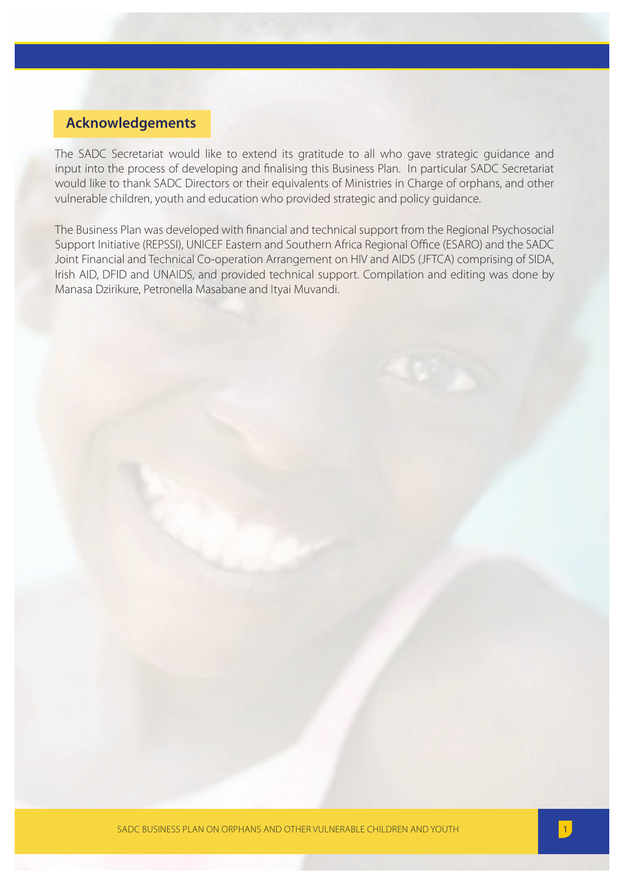## Acknowledgements

The SADC Secretariat would like to extend its gratitude to all who gave strategic guidance and input into the process of developing and finalising this Business Plan. In particular SADC Secretariat would like to thank SADC Directors or their equivalents of Ministries in Charge of orphans, and other vulnerable children, youth and education who provided strategic and policy guidance.

The Business Plan was developed with financial and technical support from the Regional Psychosocial Support Initiative (REPSSI), UNICEF Eastern and Southern Africa Regional Office (ESARO) and the SADC Joint Financial and Technical Co-operation Arrangement on HIV and AIDS (JFTCA) comprising of SIDA, Irish AID, DFID and UNAIDS, and provided technical support. Compilation and editing was done by Manasa Dzirikure, Petronella Masabane and Ityai Muvandi.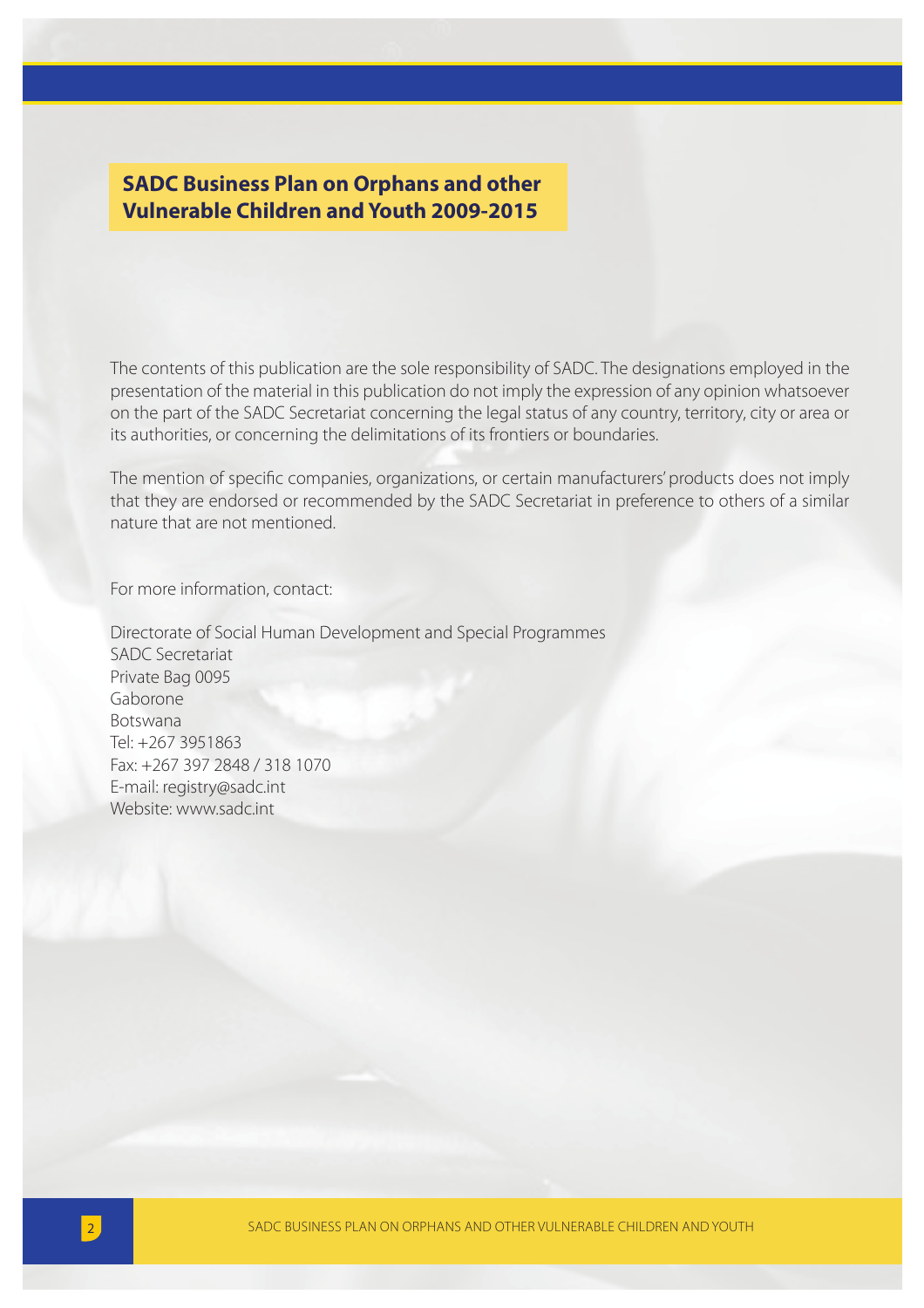**SADC Business Plan on Orphans and other Vulnerable Children and Youth 2009-2015**

The contents of this publication are the sole responsibility of SADC. The designations employed in the presentation of the material in this publication do not imply the expression of any opinion whatsoever on the part of the SADC Secretariat concerning the legal status of any country, territory, city or area or its authorities, or concerning the delimitations of its frontiers or boundaries.

The mention of specific companies, organizations, or certain manufacturers' products does not imply that they are endorsed or recommended by the SADC Secretariat in preference to others of a similar nature that are not mentioned.

For more information, contact:

Directorate of Social Human Development and Special Programmes
SADC Secretariat
Private Bag 0095
Gaborone
Botswana
Tel: +267 3951863
Fax: +267 397 2848 / 318 1070
E-mail: registry@sadc.int
Website: www.sadc.int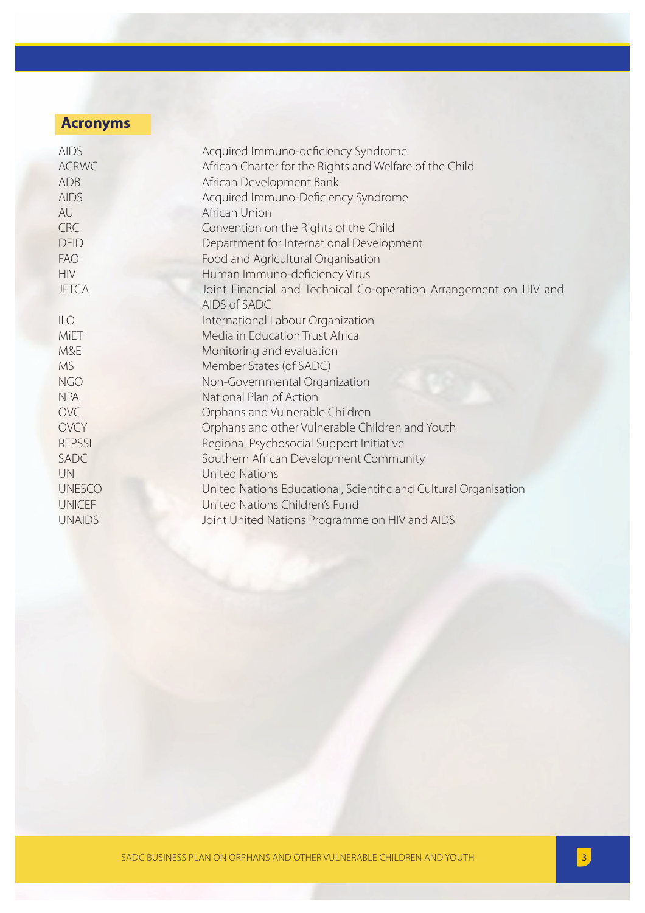## Acronyms

| | |
|---|---|
| AIDS | Acquired Immuno-deficiency Syndrome |
| ACRWC | African Charter for the Rights and Welfare of the Child |
| ADB | African Development Bank |
| AIDS | Acquired Immuno-Deficiency Syndrome |
| AU | African Union |
| CRC | Convention on the Rights of the Child |
| DFID | Department for International Development |
| FAO | Food and Agricultural Organisation |
| HIV | Human Immuno-deficiency Virus |
| JFTCA | Joint Financial and Technical Co-operation Arrangement on HIV and AIDS of SADC |
| ILO | International Labour Organization |
| MiET | Media in Education Trust Africa |
| M&E | Monitoring and evaluation |
| MS | Member States (of SADC) |
| NGO | Non-Governmental Organization |
| NPA | National Plan of Action |
| OVC | Orphans and Vulnerable Children |
| OVCY | Orphans and other Vulnerable Children and Youth |
| REPSSI | Regional Psychosocial Support Initiative |
| SADC | Southern African Development Community |
| UN | United Nations |
| UNESCO | United Nations Educational, Scientific and Cultural Organisation |
| UNICEF | United Nations Children's Fund |
| UNAIDS | Joint United Nations Programme on HIV and AIDS |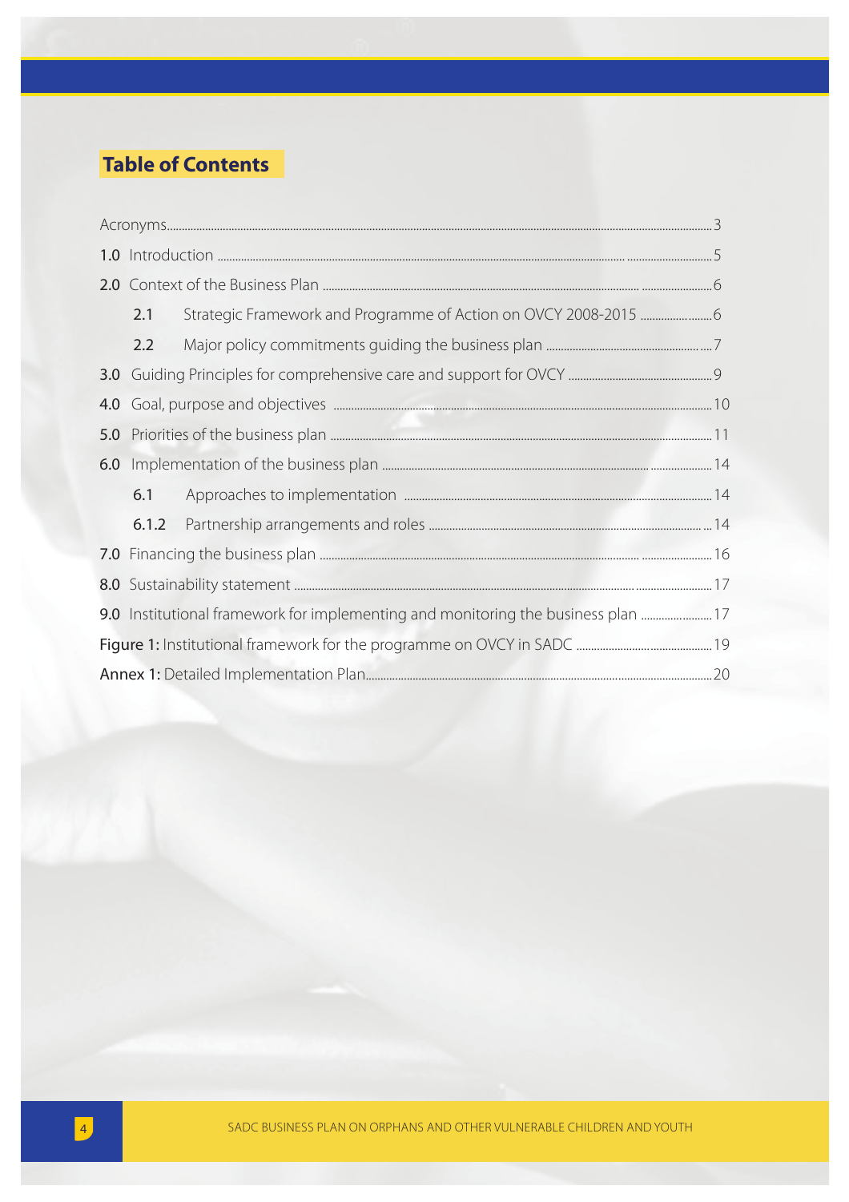## Table of Contents

| | |
|---|---|
| Acronyms | 3 |
| **1.0** Introduction | 5 |
| **2.0** Context of the Business Plan | 6 |
| &nbsp;&nbsp;&nbsp;&nbsp;**2.1** Strategic Framework and Programme of Action on OVCY 2008-2015 | 6 |
| &nbsp;&nbsp;&nbsp;&nbsp;**2.2** Major policy commitments guiding the business plan | 7 |
| **3.0** Guiding Principles for comprehensive care and support for OVCY | 9 |
| **4.0** Goal, purpose and objectives | 10 |
| **5.0** Priorities of the business plan | 11 |
| **6.0** Implementation of the business plan | 14 |
| &nbsp;&nbsp;&nbsp;&nbsp;**6.1** Approaches to implementation | 14 |
| &nbsp;&nbsp;&nbsp;&nbsp;**6.1.2** Partnership arrangements and roles | 14 |
| **7.0** Financing the business plan | 16 |
| **8.0** Sustainability statement | 17 |
| **9.0** Institutional framework for implementing and monitoring the business plan | 17 |
| **Figure 1:** Institutional framework for the programme on OVCY in SADC | 19 |
| **Annex 1:** Detailed Implementation Plan | 20 |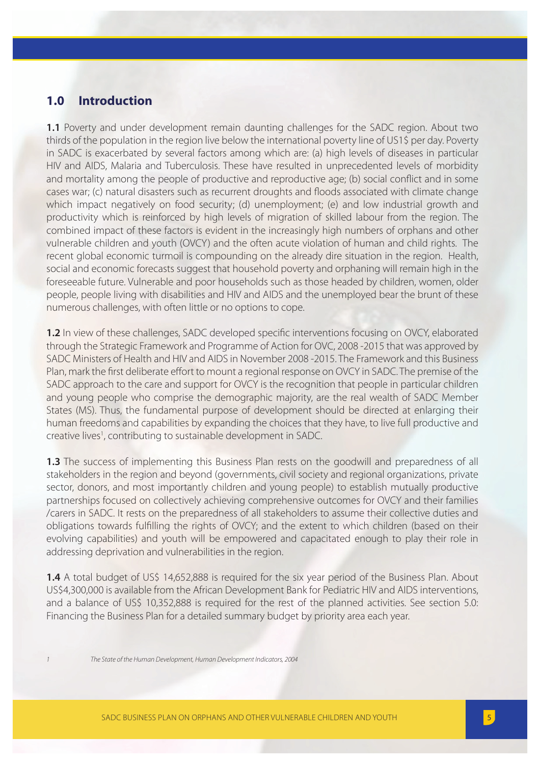## 1.0 Introduction

**1.1** Poverty and under development remain daunting challenges for the SADC region. About two thirds of the population in the region live below the international poverty line of US1$ per day. Poverty in SADC is exacerbated by several factors among which are: (a) high levels of diseases in particular HIV and AIDS, Malaria and Tuberculosis. These have resulted in unprecedented levels of morbidity and mortality among the people of productive and reproductive age; (b) social conflict and in some cases war; (c) natural disasters such as recurrent droughts and floods associated with climate change which impact negatively on food security; (d) unemployment; (e) and low industrial growth and productivity which is reinforced by high levels of migration of skilled labour from the region. The combined impact of these factors is evident in the increasingly high numbers of orphans and other vulnerable children and youth (OVCY) and the often acute violation of human and child rights. The recent global economic turmoil is compounding on the already dire situation in the region. Health, social and economic forecasts suggest that household poverty and orphaning will remain high in the foreseeable future. Vulnerable and poor households such as those headed by children, women, older people, people living with disabilities and HIV and AIDS and the unemployed bear the brunt of these numerous challenges, with often little or no options to cope.

**1.2** In view of these challenges, SADC developed specific interventions focusing on OVCY, elaborated through the Strategic Framework and Programme of Action for OVC, 2008 -2015 that was approved by SADC Ministers of Health and HIV and AIDS in November 2008 -2015. The Framework and this Business Plan, mark the first deliberate effort to mount a regional response on OVCY in SADC. The premise of the SADC approach to the care and support for OVCY is the recognition that people in particular children and young people who comprise the demographic majority, are the real wealth of SADC Member States (MS). Thus, the fundamental purpose of development should be directed at enlarging their human freedoms and capabilities by expanding the choices that they have, to live full productive and creative lives[1], contributing to sustainable development in SADC.

**1.3** The success of implementing this Business Plan rests on the goodwill and preparedness of all stakeholders in the region and beyond (governments, civil society and regional organizations, private sector, donors, and most importantly children and young people) to establish mutually productive partnerships focused on collectively achieving comprehensive outcomes for OVCY and their families /carers in SADC. It rests on the preparedness of all stakeholders to assume their collective duties and obligations towards fulfilling the rights of OVCY; and the extent to which children (based on their evolving capabilities) and youth will be empowered and capacitated enough to play their role in addressing deprivation and vulnerabilities in the region.

**1.4** A total budget of US$ 14,652,888 is required for the six year period of the Business Plan. About US$4,300,000 is available from the African Development Bank for Pediatric HIV and AIDS interventions, and a balance of US$ 10,352,888 is required for the rest of the planned activities. See section 5.0: Financing the Business Plan for a detailed summary budget by priority area each year.

1 *The State of the Human Development, Human Development Indicators, 2004*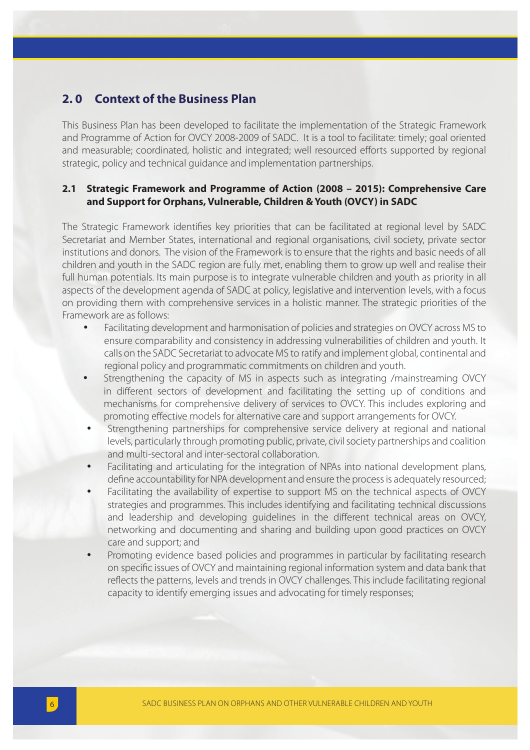## 2. 0 Context of the Business Plan

This Business Plan has been developed to facilitate the implementation of the Strategic Framework and Programme of Action for OVCY 2008-2009 of SADC. It is a tool to facilitate: timely; goal oriented and measurable; coordinated, holistic and integrated; well resourced efforts supported by regional strategic, policy and technical guidance and implementation partnerships.

### 2.1 Strategic Framework and Programme of Action (2008 – 2015): Comprehensive Care and Support for Orphans, Vulnerable, Children & Youth (OVCY) in SADC

The Strategic Framework identifies key priorities that can be facilitated at regional level by SADC Secretariat and Member States, international and regional organisations, civil society, private sector institutions and donors. The vision of the Framework is to ensure that the rights and basic needs of all children and youth in the SADC region are fully met, enabling them to grow up well and realise their full human potentials. Its main purpose is to integrate vulnerable children and youth as priority in all aspects of the development agenda of SADC at policy, legislative and intervention levels, with a focus on providing them with comprehensive services in a holistic manner. The strategic priorities of the Framework are as follows:

- Facilitating development and harmonisation of policies and strategies on OVCY across MS to ensure comparability and consistency in addressing vulnerabilities of children and youth. It calls on the SADC Secretariat to advocate MS to ratify and implement global, continental and regional policy and programmatic commitments on children and youth.
- Strengthening the capacity of MS in aspects such as integrating /mainstreaming OVCY in different sectors of development and facilitating the setting up of conditions and mechanisms for comprehensive delivery of services to OVCY. This includes exploring and promoting effective models for alternative care and support arrangements for OVCY.
- Strengthening partnerships for comprehensive service delivery at regional and national levels, particularly through promoting public, private, civil society partnerships and coalition and multi-sectoral and inter-sectoral collaboration.
- Facilitating and articulating for the integration of NPAs into national development plans, define accountability for NPA development and ensure the process is adequately resourced;
- Facilitating the availability of expertise to support MS on the technical aspects of OVCY strategies and programmes. This includes identifying and facilitating technical discussions and leadership and developing guidelines in the different technical areas on OVCY, networking and documenting and sharing and building upon good practices on OVCY care and support; and
- Promoting evidence based policies and programmes in particular by facilitating research on specific issues of OVCY and maintaining regional information system and data bank that reflects the patterns, levels and trends in OVCY challenges. This include facilitating regional capacity to identify emerging issues and advocating for timely responses;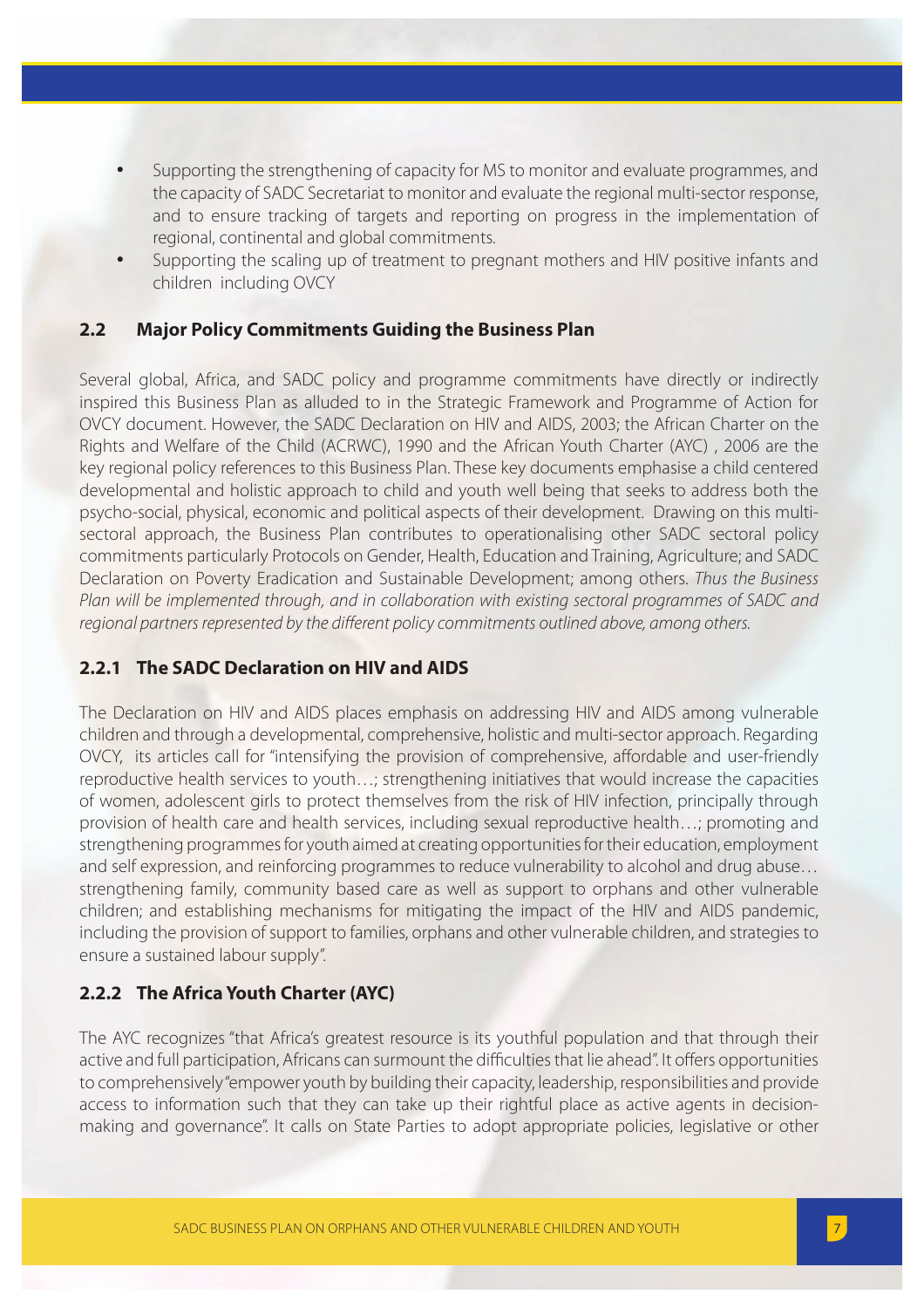- Supporting the strengthening of capacity for MS to monitor and evaluate programmes, and the capacity of SADC Secretariat to monitor and evaluate the regional multi-sector response, and to ensure tracking of targets and reporting on progress in the implementation of regional, continental and global commitments.
- Supporting the scaling up of treatment to pregnant mothers and HIV positive infants and children including OVCY

## 2.2 Major Policy Commitments Guiding the Business Plan

Several global, Africa, and SADC policy and programme commitments have directly or indirectly inspired this Business Plan as alluded to in the Strategic Framework and Programme of Action for OVCY document. However, the SADC Declaration on HIV and AIDS, 2003; the African Charter on the Rights and Welfare of the Child (ACRWC), 1990 and the African Youth Charter (AYC) , 2006 are the key regional policy references to this Business Plan. These key documents emphasise a child centered developmental and holistic approach to child and youth well being that seeks to address both the psycho-social, physical, economic and political aspects of their development. Drawing on this multi-sectoral approach, the Business Plan contributes to operationalising other SADC sectoral policy commitments particularly Protocols on Gender, Health, Education and Training, Agriculture; and SADC Declaration on Poverty Eradication and Sustainable Development; among others. *Thus the Business Plan will be implemented through, and in collaboration with existing sectoral programmes of SADC and regional partners represented by the different policy commitments outlined above, among others.*

### 2.2.1 The SADC Declaration on HIV and AIDS

The Declaration on HIV and AIDS places emphasis on addressing HIV and AIDS among vulnerable children and through a developmental, comprehensive, holistic and multi-sector approach. Regarding OVCY, its articles call for "intensifying the provision of comprehensive, affordable and user-friendly reproductive health services to youth…; strengthening initiatives that would increase the capacities of women, adolescent girls to protect themselves from the risk of HIV infection, principally through provision of health care and health services, including sexual reproductive health…; promoting and strengthening programmes for youth aimed at creating opportunities for their education, employment and self expression, and reinforcing programmes to reduce vulnerability to alcohol and drug abuse… strengthening family, community based care as well as support to orphans and other vulnerable children; and establishing mechanisms for mitigating the impact of the HIV and AIDS pandemic, including the provision of support to families, orphans and other vulnerable children, and strategies to ensure a sustained labour supply".

### 2.2.2 The Africa Youth Charter (AYC)

The AYC recognizes "that Africa's greatest resource is its youthful population and that through their active and full participation, Africans can surmount the difficulties that lie ahead". It offers opportunities to comprehensively "empower youth by building their capacity, leadership, responsibilities and provide access to information such that they can take up their rightful place as active agents in decision-making and governance". It calls on State Parties to adopt appropriate policies, legislative or other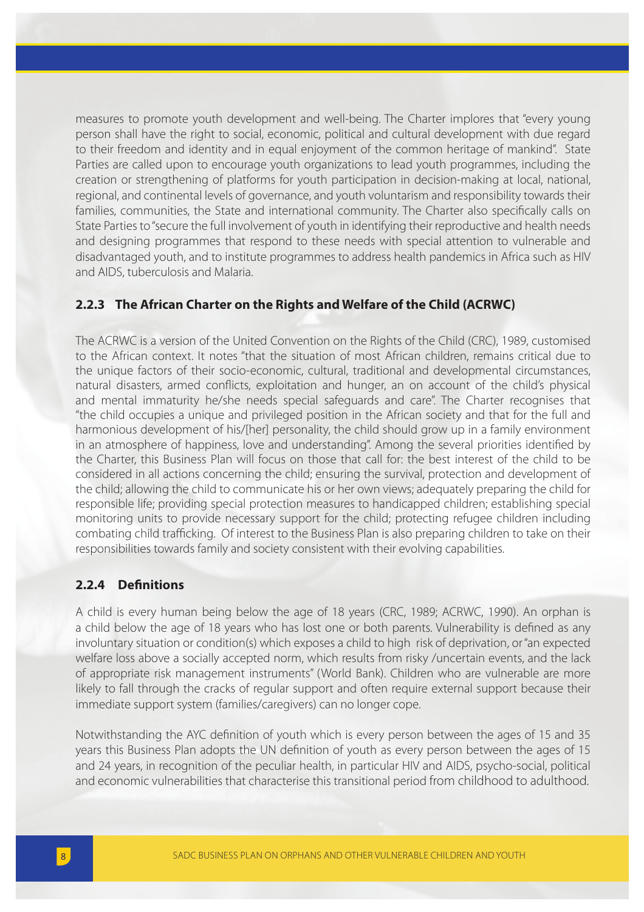measures to promote youth development and well-being. The Charter implores that "every young person shall have the right to social, economic, political and cultural development with due regard to their freedom and identity and in equal enjoyment of the common heritage of mankind". State Parties are called upon to encourage youth organizations to lead youth programmes, including the creation or strengthening of platforms for youth participation in decision-making at local, national, regional, and continental levels of governance, and youth voluntarism and responsibility towards their families, communities, the State and international community. The Charter also specifically calls on State Parties to "secure the full involvement of youth in identifying their reproductive and health needs and designing programmes that respond to these needs with special attention to vulnerable and disadvantaged youth, and to institute programmes to address health pandemics in Africa such as HIV and AIDS, tuberculosis and Malaria.

### 2.2.3 The African Charter on the Rights and Welfare of the Child (ACRWC)

The ACRWC is a version of the United Convention on the Rights of the Child (CRC), 1989, customised to the African context. It notes "that the situation of most African children, remains critical due to the unique factors of their socio-economic, cultural, traditional and developmental circumstances, natural disasters, armed conflicts, exploitation and hunger, an on account of the child's physical and mental immaturity he/she needs special safeguards and care". The Charter recognises that "the child occupies a unique and privileged position in the African society and that for the full and harmonious development of his/[her] personality, the child should grow up in a family environment in an atmosphere of happiness, love and understanding". Among the several priorities identified by the Charter, this Business Plan will focus on those that call for: the best interest of the child to be considered in all actions concerning the child; ensuring the survival, protection and development of the child; allowing the child to communicate his or her own views; adequately preparing the child for responsible life; providing special protection measures to handicapped children; establishing special monitoring units to provide necessary support for the child; protecting refugee children including combating child trafficking. Of interest to the Business Plan is also preparing children to take on their responsibilities towards family and society consistent with their evolving capabilities.

### 2.2.4 Definitions

A child is every human being below the age of 18 years (CRC, 1989; ACRWC, 1990). An orphan is a child below the age of 18 years who has lost one or both parents. Vulnerability is defined as any involuntary situation or condition(s) which exposes a child to high risk of deprivation, or "an expected welfare loss above a socially accepted norm, which results from risky /uncertain events, and the lack of appropriate risk management instruments" (World Bank). Children who are vulnerable are more likely to fall through the cracks of regular support and often require external support because their immediate support system (families/caregivers) can no longer cope.

Notwithstanding the AYC definition of youth which is every person between the ages of 15 and 35 years this Business Plan adopts the UN definition of youth as every person between the ages of 15 and 24 years, in recognition of the peculiar health, in particular HIV and AIDS, psycho-social, political and economic vulnerabilities that characterise this transitional period from childhood to adulthood.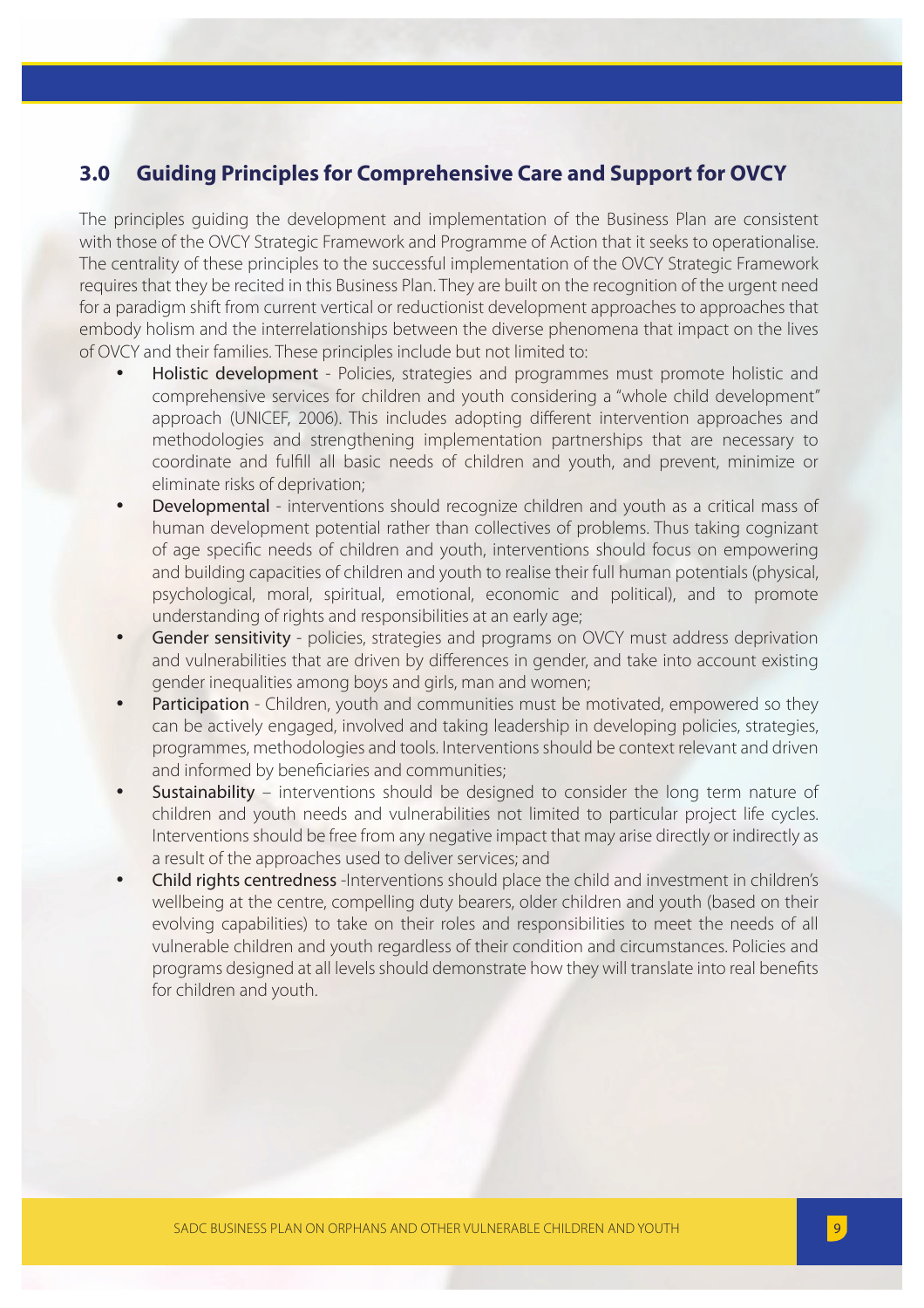## 3.0 Guiding Principles for Comprehensive Care and Support for OVCY

The principles guiding the development and implementation of the Business Plan are consistent with those of the OVCY Strategic Framework and Programme of Action that it seeks to operationalise. The centrality of these principles to the successful implementation of the OVCY Strategic Framework requires that they be recited in this Business Plan. They are built on the recognition of the urgent need for a paradigm shift from current vertical or reductionist development approaches to approaches that embody holism and the interrelationships between the diverse phenomena that impact on the lives of OVCY and their families. These principles include but not limited to:

- Holistic development - Policies, strategies and programmes must promote holistic and comprehensive services for children and youth considering a "whole child development" approach (UNICEF, 2006). This includes adopting different intervention approaches and methodologies and strengthening implementation partnerships that are necessary to coordinate and fulfill all basic needs of children and youth, and prevent, minimize or eliminate risks of deprivation;
- Developmental - interventions should recognize children and youth as a critical mass of human development potential rather than collectives of problems. Thus taking cognizant of age specific needs of children and youth, interventions should focus on empowering and building capacities of children and youth to realise their full human potentials (physical, psychological, moral, spiritual, emotional, economic and political), and to promote understanding of rights and responsibilities at an early age;
- Gender sensitivity - policies, strategies and programs on OVCY must address deprivation and vulnerabilities that are driven by differences in gender, and take into account existing gender inequalities among boys and girls, man and women;
- Participation - Children, youth and communities must be motivated, empowered so they can be actively engaged, involved and taking leadership in developing policies, strategies, programmes, methodologies and tools. Interventions should be context relevant and driven and informed by beneficiaries and communities;
- Sustainability – interventions should be designed to consider the long term nature of children and youth needs and vulnerabilities not limited to particular project life cycles. Interventions should be free from any negative impact that may arise directly or indirectly as a result of the approaches used to deliver services; and
- Child rights centredness -Interventions should place the child and investment in children's wellbeing at the centre, compelling duty bearers, older children and youth (based on their evolving capabilities) to take on their roles and responsibilities to meet the needs of all vulnerable children and youth regardless of their condition and circumstances. Policies and programs designed at all levels should demonstrate how they will translate into real benefits for children and youth.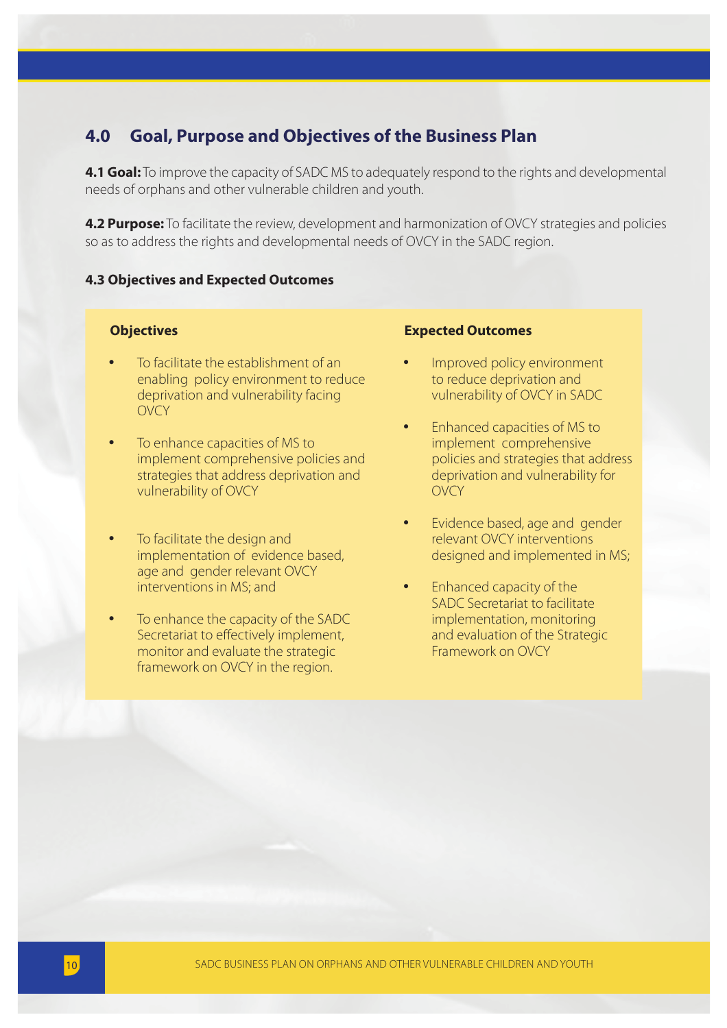## 4.0 Goal, Purpose and Objectives of the Business Plan

**4.1 Goal:** To improve the capacity of SADC MS to adequately respond to the rights and developmental needs of orphans and other vulnerable children and youth.

**4.2 Purpose:** To facilitate the review, development and harmonization of OVCY strategies and policies so as to address the rights and developmental needs of OVCY in the SADC region.

### 4.3 Objectives and Expected Outcomes

| Objectives | Expected Outcomes |
|---|---|
| To facilitate the establishment of an enabling policy environment to reduce deprivation and vulnerability facing OVCY | Improved policy environment to reduce deprivation and vulnerability of OVCY in SADC |
| To enhance capacities of MS to implement comprehensive policies and strategies that address deprivation and vulnerability of OVCY | Enhanced capacities of MS to implement comprehensive policies and strategies that address deprivation and vulnerability for OVCY |
| To facilitate the design and implementation of evidence based, age and gender relevant OVCY interventions in MS; and | Evidence based, age and gender relevant OVCY interventions designed and implemented in MS; |
| To enhance the capacity of the SADC Secretariat to effectively implement, monitor and evaluate the strategic framework on OVCY in the region. | Enhanced capacity of the SADC Secretariat to facilitate implementation, monitoring and evaluation of the Strategic Framework on OVCY |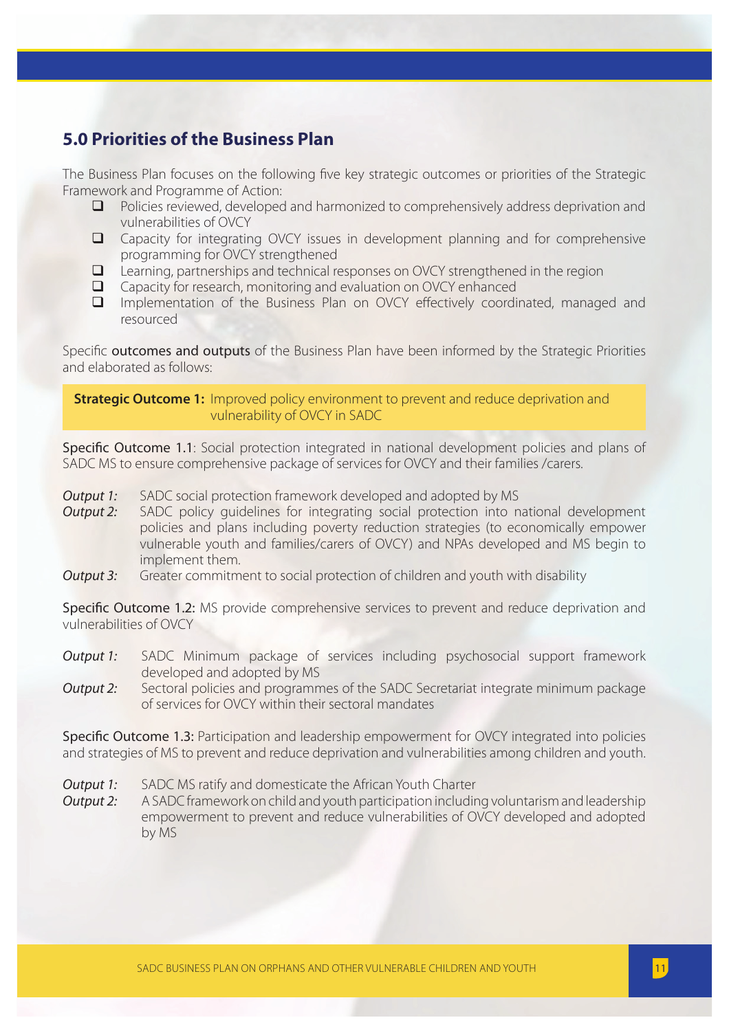## 5.0 Priorities of the Business Plan

The Business Plan focuses on the following five key strategic outcomes or priorities of the Strategic Framework and Programme of Action:

- Policies reviewed, developed and harmonized to comprehensively address deprivation and vulnerabilities of OVCY
- Capacity for integrating OVCY issues in development planning and for comprehensive programming for OVCY strengthened
- Learning, partnerships and technical responses on OVCY strengthened in the region
- Capacity for research, monitoring and evaluation on OVCY enhanced
- Implementation of the Business Plan on OVCY effectively coordinated, managed and resourced

Specific **outcomes and outputs** of the Business Plan have been informed by the Strategic Priorities and elaborated as follows:

**Strategic Outcome 1:** Improved policy environment to prevent and reduce deprivation and vulnerability of OVCY in SADC

**Specific Outcome 1.1**: Social protection integrated in national development policies and plans of SADC MS to ensure comprehensive package of services for OVCY and their families /carers.

*Output 1:* SADC social protection framework developed and adopted by MS

*Output 2:* SADC policy guidelines for integrating social protection into national development policies and plans including poverty reduction strategies (to economically empower vulnerable youth and families/carers of OVCY) and NPAs developed and MS begin to implement them.

*Output 3:* Greater commitment to social protection of children and youth with disability

**Specific Outcome 1.2:** MS provide comprehensive services to prevent and reduce deprivation and vulnerabilities of OVCY

*Output 1:* SADC Minimum package of services including psychosocial support framework developed and adopted by MS

*Output 2:* Sectoral policies and programmes of the SADC Secretariat integrate minimum package of services for OVCY within their sectoral mandates

**Specific Outcome 1.3:** Participation and leadership empowerment for OVCY integrated into policies and strategies of MS to prevent and reduce deprivation and vulnerabilities among children and youth.

*Output 1:* SADC MS ratify and domesticate the African Youth Charter

*Output 2:* A SADC framework on child and youth participation including voluntarism and leadership empowerment to prevent and reduce vulnerabilities of OVCY developed and adopted by MS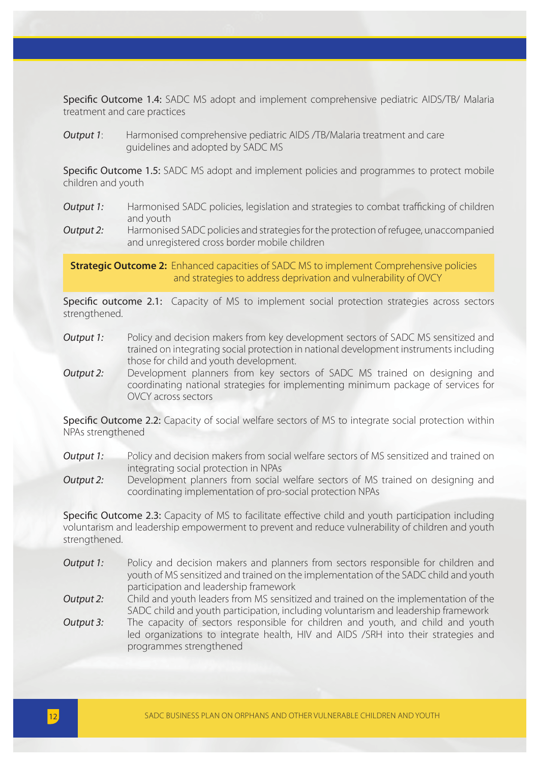**Specific Outcome 1.4:** SADC MS adopt and implement comprehensive pediatric AIDS/TB/ Malaria treatment and care practices

*Output 1*: Harmonised comprehensive pediatric AIDS /TB/Malaria treatment and care guidelines and adopted by SADC MS

**Specific Outcome 1.5:** SADC MS adopt and implement policies and programmes to protect mobile children and youth

*Output 1:* Harmonised SADC policies, legislation and strategies to combat trafficking of children and youth

*Output 2:* Harmonised SADC policies and strategies for the protection of refugee, unaccompanied and unregistered cross border mobile children

**Strategic Outcome 2:** Enhanced capacities of SADC MS to implement Comprehensive policies and strategies to address deprivation and vulnerability of OVCY

**Specific outcome 2.1:** Capacity of MS to implement social protection strategies across sectors strengthened.

*Output 1:* Policy and decision makers from key development sectors of SADC MS sensitized and trained on integrating social protection in national development instruments including those for child and youth development.

*Output 2:* Development planners from key sectors of SADC MS trained on designing and coordinating national strategies for implementing minimum package of services for OVCY across sectors

**Specific Outcome 2.2:** Capacity of social welfare sectors of MS to integrate social protection within NPAs strengthened

*Output 1:* Policy and decision makers from social welfare sectors of MS sensitized and trained on integrating social protection in NPAs

*Output 2:* Development planners from social welfare sectors of MS trained on designing and coordinating implementation of pro-social protection NPAs

**Specific Outcome 2.3:** Capacity of MS to facilitate effective child and youth participation including voluntarism and leadership empowerment to prevent and reduce vulnerability of children and youth strengthened.

*Output 1:* Policy and decision makers and planners from sectors responsible for children and youth of MS sensitized and trained on the implementation of the SADC child and youth participation and leadership framework

*Output 2:* Child and youth leaders from MS sensitized and trained on the implementation of the SADC child and youth participation, including voluntarism and leadership framework

*Output 3:* The capacity of sectors responsible for children and youth, and child and youth led organizations to integrate health, HIV and AIDS /SRH into their strategies and programmes strengthened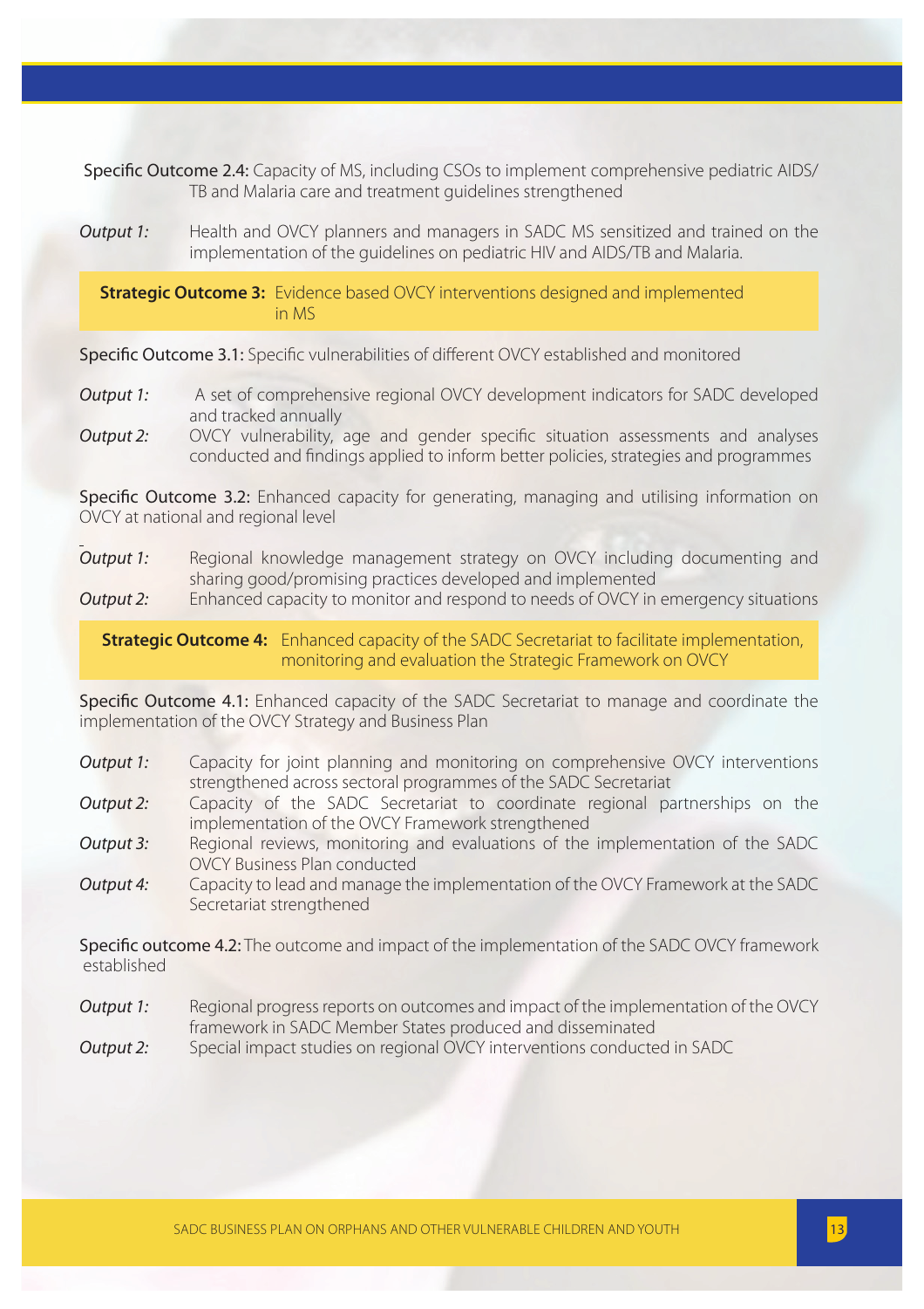**Specific Outcome 2.4:** Capacity of MS, including CSOs to implement comprehensive pediatric AIDS/ TB and Malaria care and treatment guidelines strengthened

*Output 1:* Health and OVCY planners and managers in SADC MS sensitized and trained on the implementation of the guidelines on pediatric HIV and AIDS/TB and Malaria.

**Strategic Outcome 3:** Evidence based OVCY interventions designed and implemented in MS

**Specific Outcome 3.1:** Specific vulnerabilities of different OVCY established and monitored

*Output 1:* A set of comprehensive regional OVCY development indicators for SADC developed and tracked annually

*Output 2:* OVCY vulnerability, age and gender specific situation assessments and analyses conducted and findings applied to inform better policies, strategies and programmes

**Specific Outcome 3.2:** Enhanced capacity for generating, managing and utilising information on OVCY at national and regional level

*Output 1:* Regional knowledge management strategy on OVCY including documenting and sharing good/promising practices developed and implemented

*Output 2:* Enhanced capacity to monitor and respond to needs of OVCY in emergency situations

**Strategic Outcome 4:** Enhanced capacity of the SADC Secretariat to facilitate implementation, monitoring and evaluation the Strategic Framework on OVCY

**Specific Outcome 4.1:** Enhanced capacity of the SADC Secretariat to manage and coordinate the implementation of the OVCY Strategy and Business Plan

*Output 1:* Capacity for joint planning and monitoring on comprehensive OVCY interventions strengthened across sectoral programmes of the SADC Secretariat

*Output 2:* Capacity of the SADC Secretariat to coordinate regional partnerships on the implementation of the OVCY Framework strengthened

*Output 3:* Regional reviews, monitoring and evaluations of the implementation of the SADC OVCY Business Plan conducted

*Output 4:* Capacity to lead and manage the implementation of the OVCY Framework at the SADC Secretariat strengthened

**Specific outcome 4.2:** The outcome and impact of the implementation of the SADC OVCY framework established

*Output 1:* Regional progress reports on outcomes and impact of the implementation of the OVCY framework in SADC Member States produced and disseminated

*Output 2:* Special impact studies on regional OVCY interventions conducted in SADC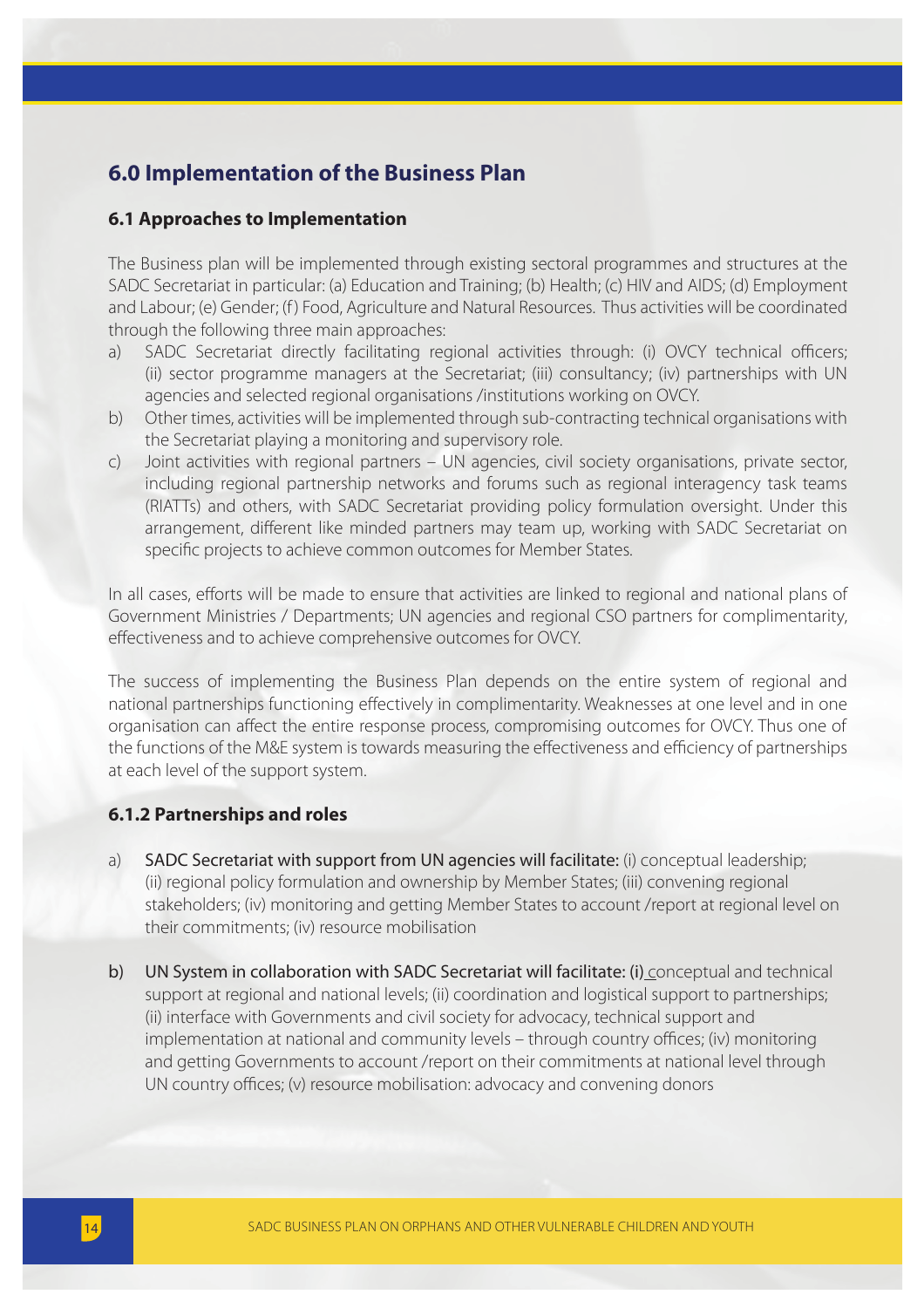# 6.0 Implementation of the Business Plan

## 6.1 Approaches to Implementation

The Business plan will be implemented through existing sectoral programmes and structures at the SADC Secretariat in particular: (a) Education and Training; (b) Health; (c) HIV and AIDS; (d) Employment and Labour; (e) Gender; (f) Food, Agriculture and Natural Resources. Thus activities will be coordinated through the following three main approaches:

a) SADC Secretariat directly facilitating regional activities through: (i) OVCY technical officers; (ii) sector programme managers at the Secretariat; (iii) consultancy; (iv) partnerships with UN agencies and selected regional organisations /institutions working on OVCY.

b) Other times, activities will be implemented through sub-contracting technical organisations with the Secretariat playing a monitoring and supervisory role.

c) Joint activities with regional partners – UN agencies, civil society organisations, private sector, including regional partnership networks and forums such as regional interagency task teams (RIATTs) and others, with SADC Secretariat providing policy formulation oversight. Under this arrangement, different like minded partners may team up, working with SADC Secretariat on specific projects to achieve common outcomes for Member States.

In all cases, efforts will be made to ensure that activities are linked to regional and national plans of Government Ministries / Departments; UN agencies and regional CSO partners for complimentarity, effectiveness and to achieve comprehensive outcomes for OVCY.

The success of implementing the Business Plan depends on the entire system of regional and national partnerships functioning effectively in complimentarity. Weaknesses at one level and in one organisation can affect the entire response process, compromising outcomes for OVCY. Thus one of the functions of the M&E system is towards measuring the effectiveness and efficiency of partnerships at each level of the support system.

### 6.1.2 Partnerships and roles

a) SADC Secretariat with support from UN agencies will facilitate: (i) conceptual leadership; (ii) regional policy formulation and ownership by Member States; (iii) convening regional stakeholders; (iv) monitoring and getting Member States to account /report at regional level on their commitments; (iv) resource mobilisation

b) UN System in collaboration with SADC Secretariat will facilitate: (i) conceptual and technical support at regional and national levels; (ii) coordination and logistical support to partnerships; (ii) interface with Governments and civil society for advocacy, technical support and implementation at national and community levels – through country offices; (iv) monitoring and getting Governments to account /report on their commitments at national level through UN country offices; (v) resource mobilisation: advocacy and convening donors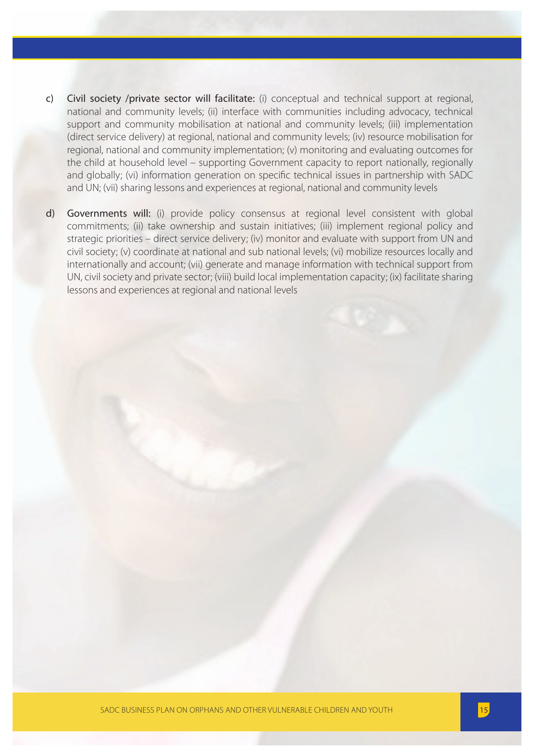c) **Civil society /private sector will facilitate:** (i) conceptual and technical support at regional, national and community levels; (ii) interface with communities including advocacy, technical support and community mobilisation at national and community levels; (iii) implementation (direct service delivery) at regional, national and community levels; (iv) resource mobilisation for regional, national and community implementation; (v) monitoring and evaluating outcomes for the child at household level – supporting Government capacity to report nationally, regionally and globally; (vi) information generation on specific technical issues in partnership with SADC and UN; (vii) sharing lessons and experiences at regional, national and community levels

d) **Governments will:** (i) provide policy consensus at regional level consistent with global commitments; (ii) take ownership and sustain initiatives; (iii) implement regional policy and strategic priorities – direct service delivery; (iv) monitor and evaluate with support from UN and civil society; (v) coordinate at national and sub national levels; (vi) mobilize resources locally and internationally and account; (vii) generate and manage information with technical support from UN, civil society and private sector; (viii) build local implementation capacity; (ix) facilitate sharing lessons and experiences at regional and national levels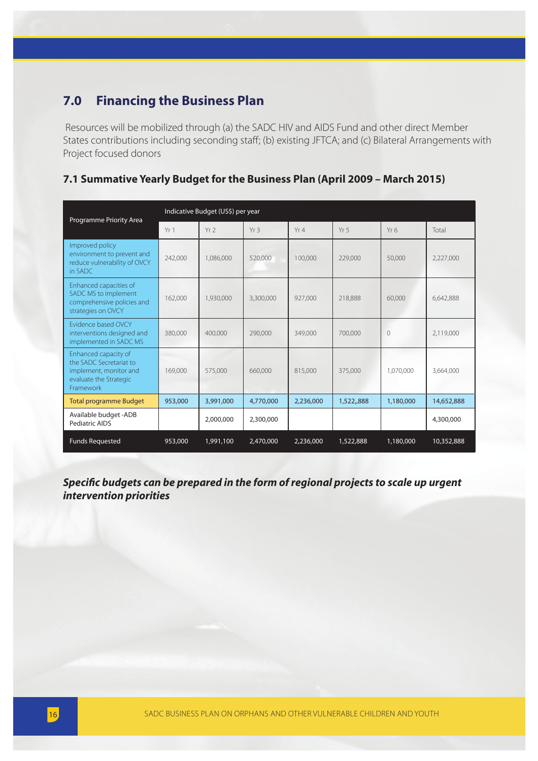## 7.0 Financing the Business Plan

Resources will be mobilized through (a) the SADC HIV and AIDS Fund and other direct Member States contributions including seconding staff; (b) existing JFTCA; and (c) Bilateral Arrangements with Project focused donors

### 7.1 Summative Yearly Budget for the Business Plan (April 2009 – March 2015)

| Programme Priority Area | Indicative Budget (US$) per year | | | | | | |
|---|---|---|---|---|---|---|---|
| | Yr 1 | Yr 2 | Yr 3 | Yr 4 | Yr 5 | Yr 6 | Total |
| Improved policy environment to prevent and reduce vulnerability of OVCY in SADC | 242,000 | 1,086,000 | 520,000 | 100,000 | 229,000 | 50,000 | 2,227,000 |
| Enhanced capacities of SADC MS to implement comprehensive policies and strategies on OVCY | 162,000 | 1,930,000 | 3,300,000 | 927,000 | 218,888 | 60,000 | 6,642,888 |
| Evidence based OVCY interventions designed and implemented in SADC MS | 380,000 | 400,000 | 290,000 | 349,000 | 700,000 | 0 | 2,119,000 |
| Enhanced capacity of the SADC Secretariat to implement, monitor and evaluate the Strategic Framework | 169,000 | 575,000 | 660,000 | 815,000 | 375,000 | 1,070,000 | 3,664,000 |
| Total programme Budget | 953,000 | 3,991,000 | 4,770,000 | 2,236,000 | 1,522,,888 | 1,180,000 | 14,652,888 |
| Available budget -ADB Pediatric AIDS | | 2,000,000 | 2,300,000 | | | | 4,300,000 |
| Funds Requested | 953,000 | 1,991,100 | 2,470,000 | 2,236,000 | 1,522,888 | 1,180,000 | 10,352,888 |

***Specific budgets can be prepared in the form of regional projects to scale up urgent intervention priorities***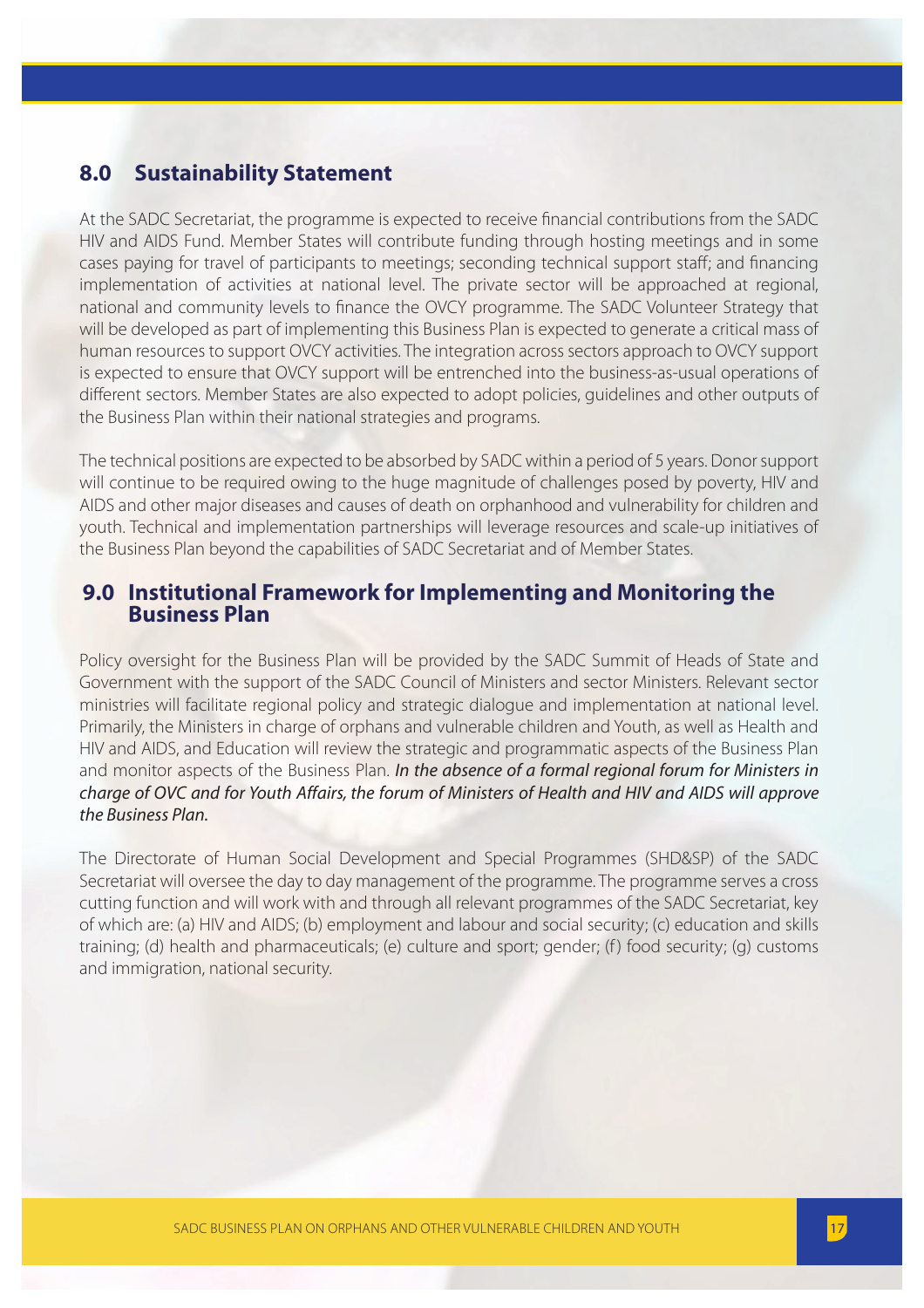## 8.0 Sustainability Statement

At the SADC Secretariat, the programme is expected to receive financial contributions from the SADC HIV and AIDS Fund. Member States will contribute funding through hosting meetings and in some cases paying for travel of participants to meetings; seconding technical support staff; and financing implementation of activities at national level. The private sector will be approached at regional, national and community levels to finance the OVCY programme. The SADC Volunteer Strategy that will be developed as part of implementing this Business Plan is expected to generate a critical mass of human resources to support OVCY activities. The integration across sectors approach to OVCY support is expected to ensure that OVCY support will be entrenched into the business-as-usual operations of different sectors. Member States are also expected to adopt policies, guidelines and other outputs of the Business Plan within their national strategies and programs.

The technical positions are expected to be absorbed by SADC within a period of 5 years. Donor support will continue to be required owing to the huge magnitude of challenges posed by poverty, HIV and AIDS and other major diseases and causes of death on orphanhood and vulnerability for children and youth. Technical and implementation partnerships will leverage resources and scale-up initiatives of the Business Plan beyond the capabilities of SADC Secretariat and of Member States.

## 9.0 Institutional Framework for Implementing and Monitoring the Business Plan

Policy oversight for the Business Plan will be provided by the SADC Summit of Heads of State and Government with the support of the SADC Council of Ministers and sector Ministers. Relevant sector ministries will facilitate regional policy and strategic dialogue and implementation at national level. Primarily, the Ministers in charge of orphans and vulnerable children and Youth, as well as Health and HIV and AIDS, and Education will review the strategic and programmatic aspects of the Business Plan and monitor aspects of the Business Plan. *In the absence of a formal regional forum for Ministers in charge of OVC and for Youth Affairs, the forum of Ministers of Health and HIV and AIDS will approve the Business Plan.*

The Directorate of Human Social Development and Special Programmes (SHD&SP) of the SADC Secretariat will oversee the day to day management of the programme. The programme serves a cross cutting function and will work with and through all relevant programmes of the SADC Secretariat, key of which are: (a) HIV and AIDS; (b) employment and labour and social security; (c) education and skills training; (d) health and pharmaceuticals; (e) culture and sport; gender; (f) food security; (g) customs and immigration, national security.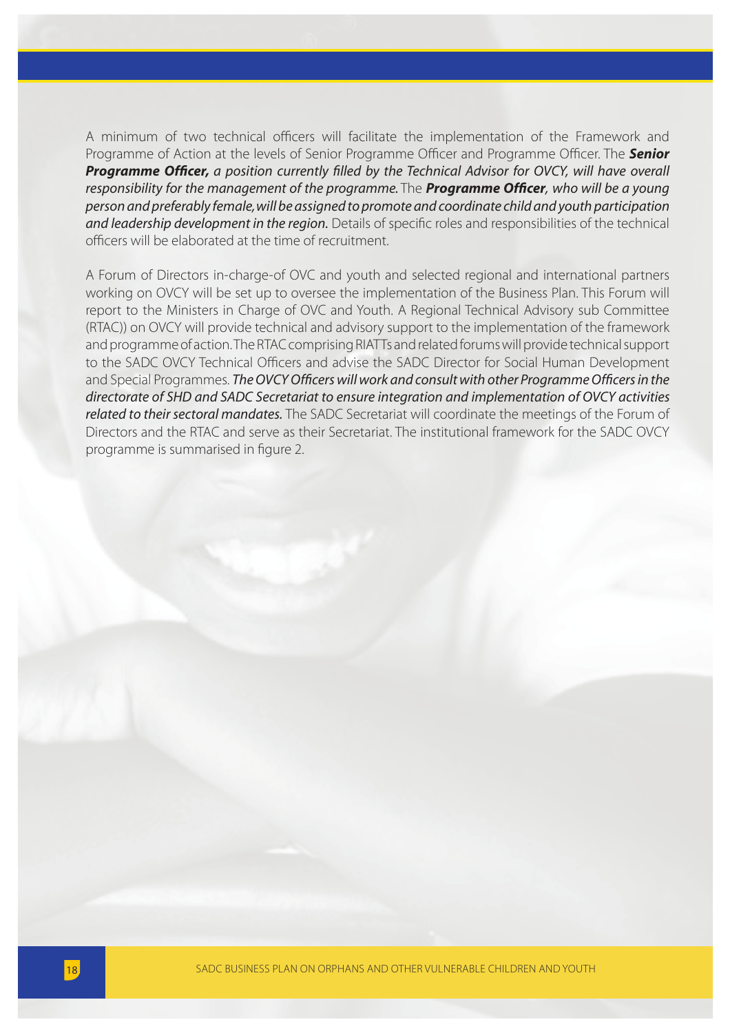A minimum of two technical officers will facilitate the implementation of the Framework and Programme of Action at the levels of Senior Programme Officer and Programme Officer. The ***Senior Programme Officer,*** *a position currently filled by the Technical Advisor for OVCY, will have overall responsibility for the management of the programme.* The ***Programme Officer****, who will be a young person and preferably female, will be assigned to promote and coordinate child and youth participation and leadership development in the region.* Details of specific roles and responsibilities of the technical officers will be elaborated at the time of recruitment.

A Forum of Directors in-charge-of OVC and youth and selected regional and international partners working on OVCY will be set up to oversee the implementation of the Business Plan. This Forum will report to the Ministers in Charge of OVC and Youth. A Regional Technical Advisory sub Committee (RTAC)) on OVCY will provide technical and advisory support to the implementation of the framework and programme of action. The RTAC comprising RIATTs and related forums will provide technical support to the SADC OVCY Technical Officers and advise the SADC Director for Social Human Development and Special Programmes. *The OVCY Officers will work and consult with other Programme Officers in the directorate of SHD and SADC Secretariat to ensure integration and implementation of OVCY activities related to their sectoral mandates.* The SADC Secretariat will coordinate the meetings of the Forum of Directors and the RTAC and serve as their Secretariat. The institutional framework for the SADC OVCY programme is summarised in figure 2.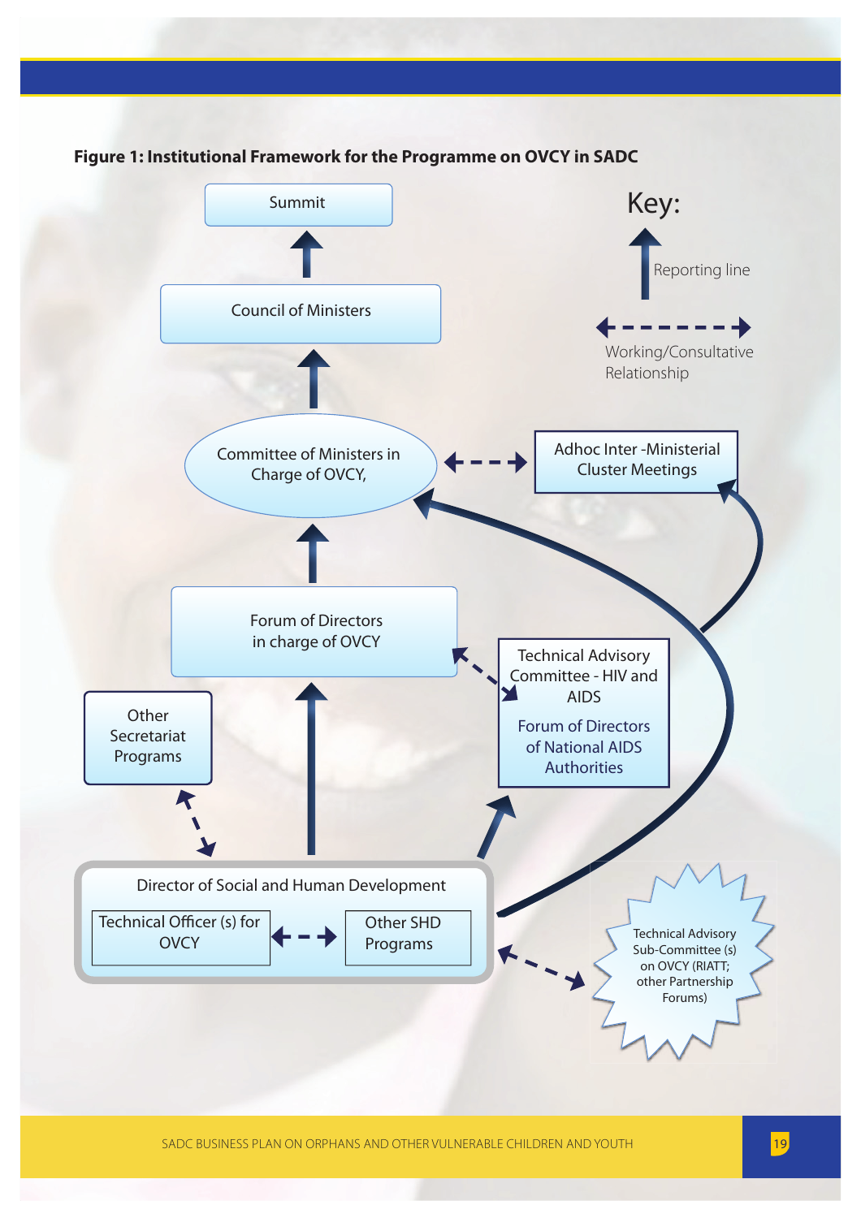**Figure 1: Institutional Framework for the Programme on OVCY in SADC**

Key:

- Reporting line
- Working/Consultative Relationship

Summit

Council of Ministers

Committee of Ministers in Charge of OVCY,

Adhoc Inter -Ministerial Cluster Meetings

Forum of Directors in charge of OVCY

Technical Advisory Committee - HIV and AIDS

Forum of Directors of National AIDS Authorities

Other Secretariat Programs

Director of Social and Human Development

Technical Officer (s) for OVCY

Other SHD Programs

Technical Advisory Sub-Committee (s) on OVCY (RIATT; other Partnership Forums)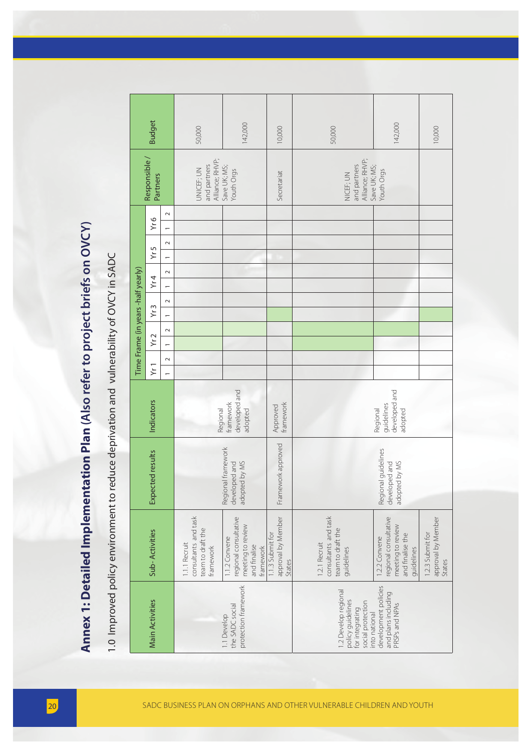# Annex 1: Detailed Implementation Plan (Also refer to project briefs on OVCY)

## 1.0 Improved policy environment to reduce deprivation and vulnerability of OVCY in SADC

Shaded time-frame cells in the original are shown here as X.

| Main Activities | Sub- Activities | Expected results | Indicators | Time Frame (in years -half yearly) | | | | | | | | | | | | Responsible / Partners | Budget |
|---|---|---|---|---|---|---|---|---|---|---|---|---|---|---|---|---|---|
| | | | | Yr 1 | | Yr 2 | | Yr 3 | | Yr 4 | | Yr 5 | | Yr 6 | | | |
| | | | | 1 | 2 | 1 | 2 | 1 | 2 | 1 | 2 | 1 | 2 | 1 | 2 | | |
| 1.1 Develop the SADC social protection framework | 1.1.1 Recruit consultants and task team to draft the framework | Regional framework developed and adopted by MS | Regional framework developed and adopted | | | X | X | | | | | | | | | UNICEF; UN and partners Alliance; RHVP; Save UK; MS; Youth Orgs | 50,000 |
| | 1.1.2 Convene regional consultative meeting to review and finalise framework | | | | | | X | | | | | | | | | | 142,000 |
| | 1.1.3 Submit for approval by Member States | Framework approved | Approved framework | | | | | X | | | | | | | | Secretariat | 10,000 |
| 1.2 Develop regional policy guidelines for integrating social protection into national development policies and plans including PRSPs and NPAs | 1.2.1 Recruit consultants and task team to draft the guidelines | Regional guidelines developed and adopted by MS | Regional guidelines developed and adopted | | | X | X | | | | | | | | | NICEF; UN and partners Alliance; RHVP; Save UK; MS; Youth Orgs | 50,000 |
| | 1.2.2 Convene regional consultative meeting to review and finalise the guidelines | | | | | | X | | | | | | | | | | 142,000 |
| | 1.2.3 Submit for approval by Member States | | | | | | | X | | | | | | | | | 10,000 |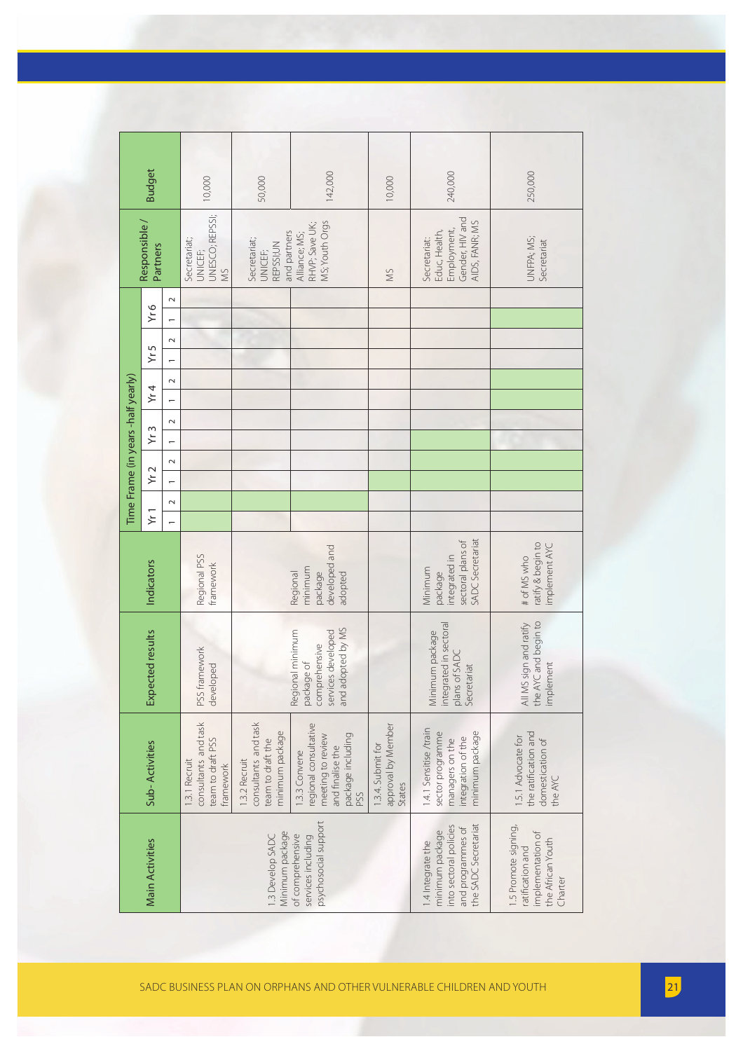| Main Activities | Sub-Activities | Expected results | Indicators | Time Frame (in years - half yearly) | | | | | | | | | | | | Responsible / Partners | Budget |
|---|---|---|---|---|---|---|---|---|---|---|---|---|---|---|---|---|---|
| | | | | Yr 1 | | Yr 2 | | Yr 3 | | Yr 4 | | Yr 5 | | Yr 6 | | | |
| | | | | 1 | 2 | 1 | 2 | 1 | 2 | 1 | 2 | 1 | 2 | 1 | 2 | | |
| 1.3 Develop SADC Minimum package of comprehensive services including psychosocial support | 1.3.1 Recruit consultants and task team to draft PSS framework | PSS framework developed | Regional PSS framework | | | | | | | | | | | | | Secretariat; UNICEF; UNESCO; REPSSI; MS | 10,000 |
| | 1.3.2 Recruit consultants and task team to draft the minimum package | Regional minimum package of comprehensive services developed and adopted by MS | Regional minimum package developed and adopted | | | | | | | | | | | | | Secretariat; UNICEF; REPSSI/UN and partners Alliance; MS; RHVP; Save UK; MS; Youth Orgs | 50,000 |
| | 1.3.3 Convene regional consultative meeting to review and finalise the package including PSS | | | | | | | | | | | | | | | | 142,000 |
| | 1.3.4. Submit for approval by Member States | | | | | | | | | | | | | | | MS | 10,000 |
| 1.4 Integrate the minimum package into sectoral policies and programmes of the SADC Secretariat | 1.4.1 Sensitise /train sector programme managers on the integration of the minimum package | Minimum package integrated in sectoral plans of SADC Secretariat | Minimum package integrated in sectoral plans of SADC Secretariat | | | | | | | | | | | | | Secretariat: Educ, Health, Employment, Gender, HIV and AIDS, FANR; MS | 240,000 |
| 1.5 Promote signing, ratification and implementation of the African Youth Charter | 1.5.1 Advocate for the ratification and domestication of the AYC | All MS sign and ratify the AYC and begin to implement | # of MS who ratify & begin to implement AYC | | | | | | | | | | | | | UNFPA; MS; Secretariat | 250,000 |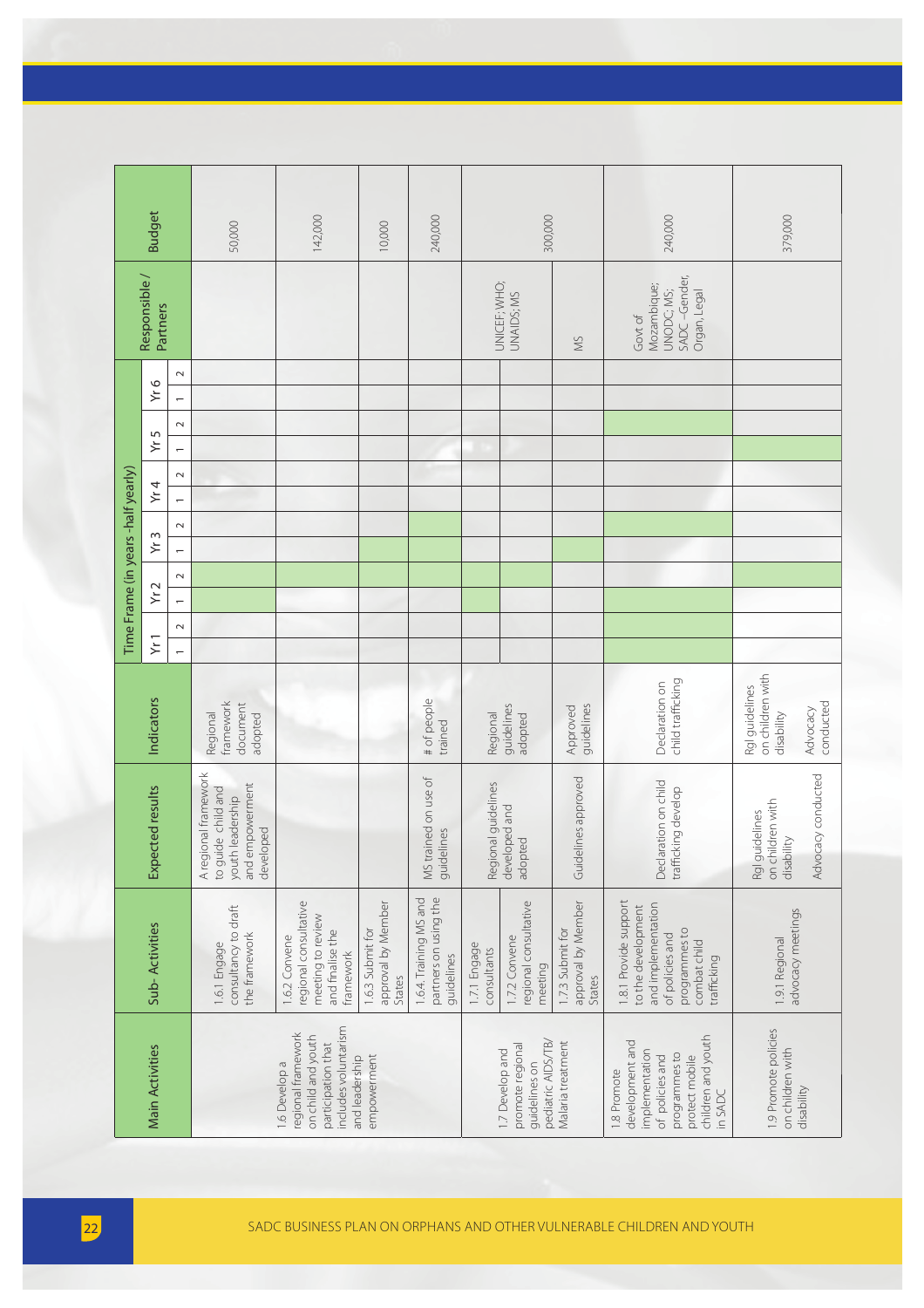| Main Activities | Sub- Activities | Expected results | Indicators | Time Frame (in years -half yearly) | | | | | | | | | | | | Responsible / Partners | Budget |
|---|---|---|---|---|---|---|---|---|---|---|---|---|---|---|---|---|---|
| | | | | Yr 1 | | Yr 2 | | Yr 3 | | Yr 4 | | Yr 5 | | Yr 6 | | | |
| | | | | 1 | 2 | 1 | 2 | 1 | 2 | 1 | 2 | 1 | 2 | 1 | 2 | | |
| 1.6 Develop a regional framework on child and youth participation that includes voluntarism and leadership empowerment | 1.6.1 Engage consultancy to draft the framework | A regional framework to guide child and youth leadership and empowerment developed | Regional framework document adopted | | | X | X | | | | | | | | | | 50,000 |
| | 1.6.2 Convene regional consultative meeting to review and finalise the framework | | | | | | X | | | | | | | | | | 142,000 |
| | 1.6.3 Submit for approval by Member States | | | | | | X | X | | | | | | | | | 10,000 |
| | 1.64. Training MS and partners on using the guidelines | MS trained on use of guidelines | # of people trained | | | | X | X | X | | | | | | | | 240,000 |
| 1.7 Develop and promote regional guidelines on pediatric AIDS/TB/ Malaria treatment | 1.7.1 Engage consultants | Regional guidelines developed and adopted | Regional guidelines adopted | | | X | X | | | | | | | | | UNICEF; WHO; UNAIDS; MS | 300,000 |
| | 1.7.2 Convene regional consultative meeting | | | | | | X | | | | | | | | | | |
| | 1.7.3 Submit for approval by Member States | Guidelines approved | Approved guidelines | | | | | X | | | | | | | | MS | |
| 1.8 Promote development and implementation of policies and programmes to protect mobile children and youth in SADC | 1.8.1 Provide support to the development and implementation of policies and programmes to combat child trafficking | Declaration on child trafficking develop | Declaration on child trafficking | X | X | X | | | X | | | | X | | | Govt of Mozambique; UNODC; MS; SADC –Gender, Organ, Legal | 240,000 |
| 1.9 Promote policies on children with disability | 1.9.1 Regional advocacy meetings | Rgl guidelines on children with disability<br><br>Advocacy conducted | Rgl guidelines on children with disability<br><br>Advocacy conducted | | | | X | | | | | X | | | | | 379,000 |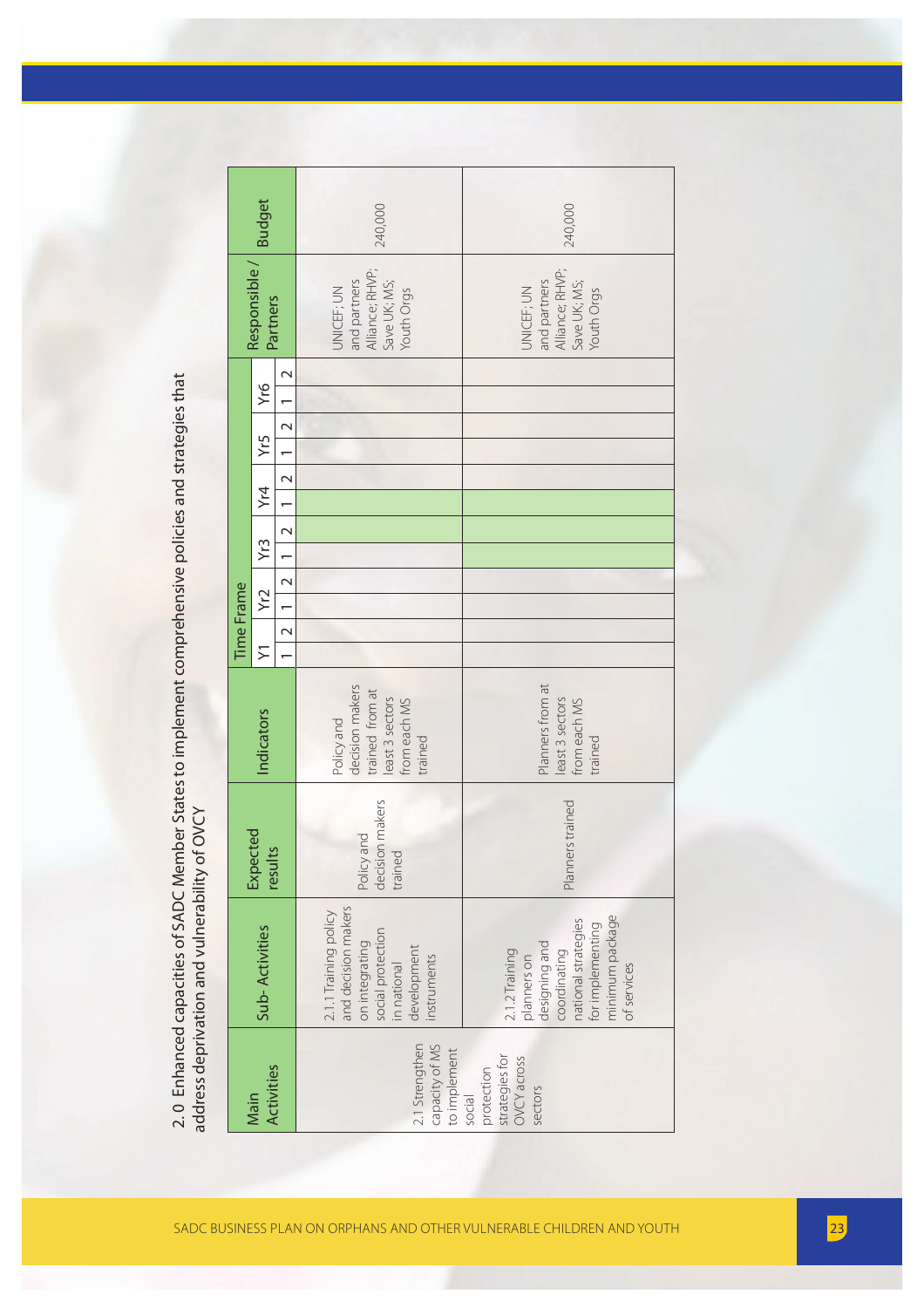## 2.0 Enhanced capacities of SADC Member States to implement comprehensive policies and strategies that address deprivation and vulnerability of OVCY

| Main Activities | Sub- Activities | Expected results | Indicators | Time Frame | | | | | | | | | | | | Responsible / Partners | Budget |
|---|---|---|---|---|---|---|---|---|---|---|---|---|---|---|---|---|---|
| | | | | Y1 | | Yr2 | | Yr3 | | Yr4 | | Yr5 | | Yr6 | | | |
| | | | | 1 | 2 | 1 | 2 | 1 | 2 | 1 | 2 | 1 | 2 | 1 | 2 | | |
| 2.1 Strengthen capacity of MS to implement social protection strategies for OVCY across sectors | 2.1.1 Training policy and decision makers on integrating social protection in national development instruments | Policy and decision makers trained | Policy and decision makers trained from at least 3 sectors from each MS trained | | | | | | X | X | | | | | | UNICEF; UN and partners Alliance; RHVP; Save UK; MS; Youth Orgs | 240,000 |
| | 2.1.2 Training planners on designing and coordinating national strategies for implementing minimum package of services | Planners trained | Planners from at least 3 sectors from each MS trained | | | | | X | X | X | | | | | | UNICEF; UN and partners Alliance; RHVP; Save UK; MS; Youth Orgs | 240,000 |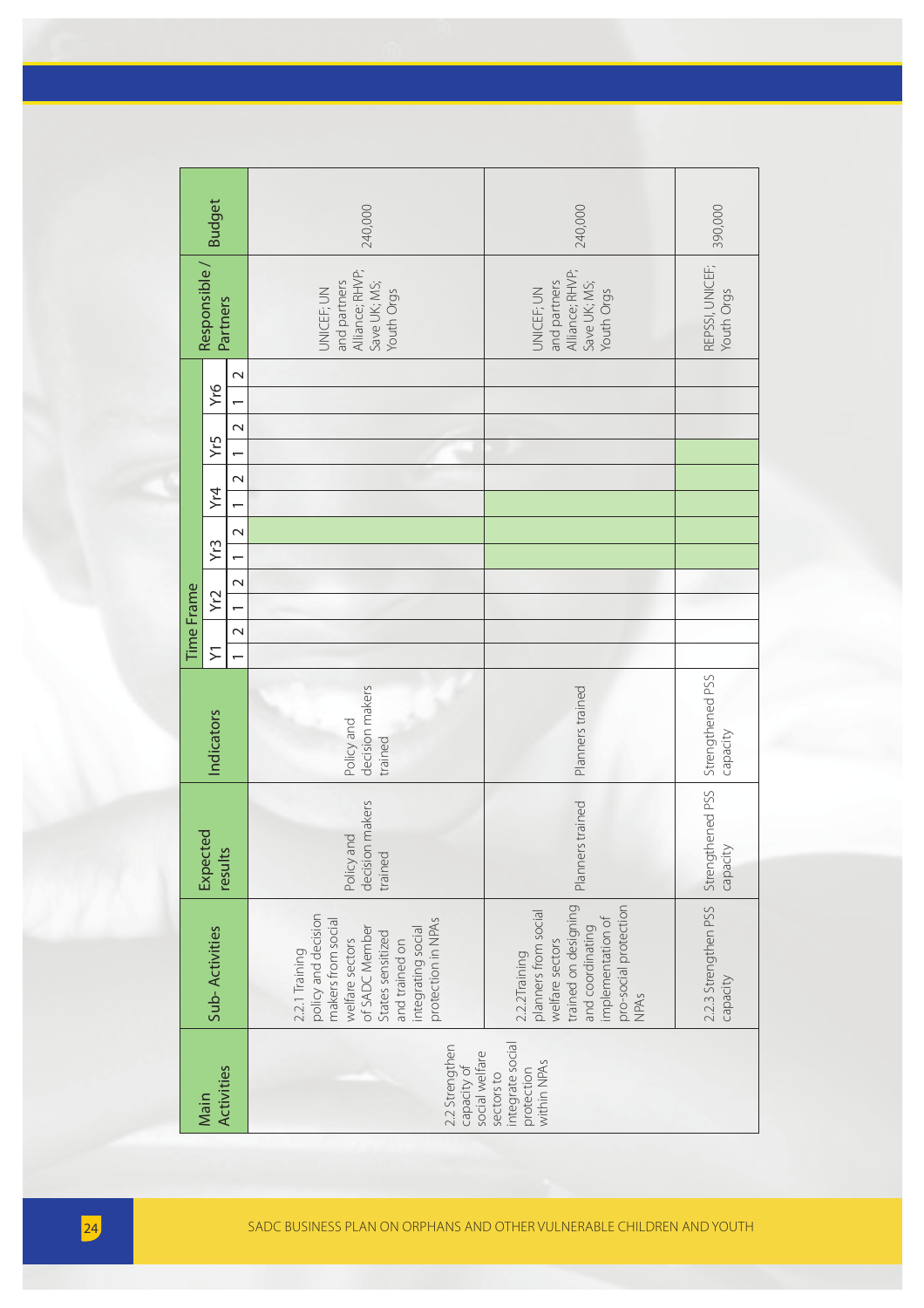| Main Activities | Sub- Activities | Expected results | Indicators | Time Frame | | | | | | | | | | | | Responsible / Partners | Budget |
|---|---|---|---|---|---|---|---|---|---|---|---|---|---|---|---|---|---|
| | | | | Y1 | | Yr2 | | Yr3 | | Yr4 | | Yr5 | | Yr6 | | | |
| | | | | 1 | 2 | 1 | 2 | 1 | 2 | 1 | 2 | 1 | 2 | 1 | 2 | | |
| 2.2 Strengthen capacity of social welfare sectors to integrate social protection within NPAs | 2.2.1 Training policy and decision makers from social welfare sectors of SADC Member States sensitized and trained on integrating social protection in NPAs | Policy and decision makers trained | Policy and decision makers trained | | | | | | X | | | | | | | UNICEF; UN and partners Alliance; RHVP; Save UK; MS; Youth Orgs | 240,000 |
| | 2.2.2Training planners from social welfare sectors trained on designing and coordinating implementation of pro-social protection NPAs | Planners trained | Planners trained | | | | | X | X | X | | | | | | UNICEF; UN and partners Alliance; RHVP; Save UK; MS; Youth Orgs | 240,000 |
| | 2.2.3 Strengthen PSS capacity | Strengthened PSS capacity | Strengthened PSS capacity | | | | | X | X | X | X | X | | | | REPSSI, UNICEF; Youth Orgs | 390,000 |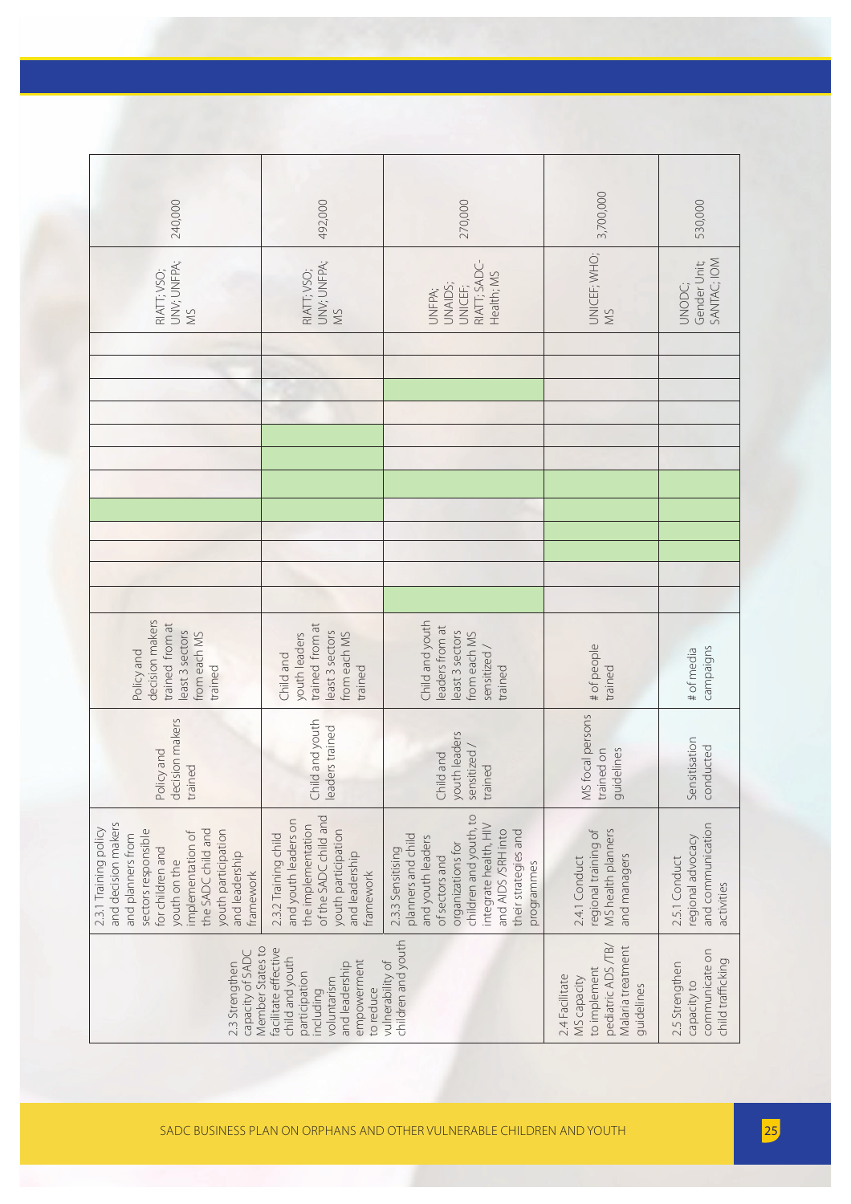| | | | | | | | | | | | | | | | | |
|---|---|---|---|---|---|---|---|---|---|---|---|---|---|---|---|---|
| 2.3 Strengthen capacity of SADC Member States to facilitate effective child and youth participation including voluntarism and leadership empowerment to reduce vulnerability of children and youth | 2.3.1 Training policy and decision makers and planners from sectors responsible for children and youth on the implementation of the SADC child and youth participation and leadership framework | Policy and decision makers trained | Policy and decision makers trained from at least 3 sectors from each MS trained | | | | | X | | | | | | | | RIATT; VSO; UNV; UNFPA; MS | 240,000 |
| | 2.3.2 Training child and youth leaders on the implementation of the SADC child and youth participation and leadership framework | Child and youth leaders trained | Child and youth leaders trained from at least 3 sectors from each MS trained | | | | | X | X | X | X | | | | | RIATT; VSO; UNV; UNFPA; MS | 492,000 |
| | 2.3.3 Sensitising planners and child and youth leaders of sectors and organizations for children and youth, to integrate health, HIV and AIDS /SRH into their strategies and programmes | Child and youth leaders sensitized / trained | Child and youth leaders from at least 3 sectors from each MS sensitized / trained | X | | | | | X | | | | X | | | UNFPA; UNAIDS; UNICEF; RIATT; SADC-Health; MS | 270,000 |
| 2.4 Facilitate MS capacity to implement pediatric ADS /TB/ Malaria treatment guidelines | 2.4.1 Conduct regional training of MS health planners and managers | MS focal persons trained on guidelines | # of people trained | | | X | X | X | X | | | | | | | UNICEF; WHO; MS | 3,700,000 |
| 2.5 Strengthen capacity to communicate on child trafficking | 2.5.1 Conduct regional advocacy and communication activities | Sensitisation conducted | # of media campaigns | | | | | | X | | | | | | | UNODC; Gender Unit; SANTAC; IOM | 530,000 |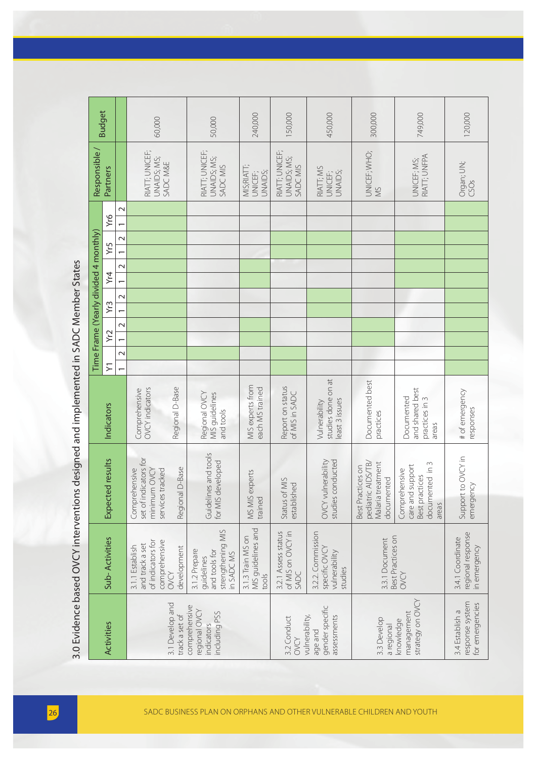# 3.0 Evidence based OVCY interventions designed and implemented in SADC Member States

| Activities | Sub-Activities | Expected results | Indicators | Time Frame (Yearly divided 4 monthly) | | | | | | | | | | | | Responsible / Partners | Budget |
|---|---|---|---|---|---|---|---|---|---|---|---|---|---|---|---|---|---|
| | | | | Y1 | | Yr2 | | Yr3 | | Yr4 | | Yr5 | | Yr6 | | | |
| | | | | 1 | 2 | 1 | 2 | 1 | 2 | 1 | 2 | 1 | 2 | 1 | 2 | | |
| 3.1 Develop and track a set of comprehensive regional OVCY indicators including PSS | 3.1.1 Establish and track a set of indicators for comprehensive OVCY development | Comprehensive set of indicators for minimum OVCY services tracked<br>Regional D-Base | Comprehensive OVCY indicators<br>Regional D-Base | | X | X | X | X | X | X | X | X | X | X | X | RIATT; UNICEF; UNAIDS; MS; SADC M&E | 60,000 |
| | 3.1.2 Prepare guidelines and tools for strengthening MIS in SADC MS | Guidelines and tools for MIS developed | Regional OVCY MIS guidelines and tools | | X | | | | | | | | | | | RIATT; UNICEF; UNAIDS; MS; SADC MIS | 50,000 |
| | 3.1.3 Train MS on MIS guidelines and tools | MS MIS experts trained | MIS experts from each MS trained | | | | X | | | | X | | | | | MS;RIATT; UNICEF; UNAIDS; | 240,000 |
| 3.2 Conduct OVCY vulnerability, age and gender specific assessments | 3.2.1 Assess status of MIS on OVCY in SADC | Status of MIS established | Report on status of MIS in SADC | X | X | | | | | | | X | X | | | RIATT; UNICEF; UNAIDS; MS; SADC MIS | 150,000 |
| | 3.2.2. Commission specific OVCY vulnerability studies | OVCY vulnerability studies conducted | Vulnerability studies done on at least 3 issues | | | | | X | X | | | X | X | | | RIATT; MS UNICEF; UNAIDS; | 450,000 |
| 3.3 Develop a regional knowledge management strategy on OVCY | 3.3.1 Document Best Practices on OVCY | Best Practices on pediatric AIDS/TB/ Malaria treatment documented | Documented best practices | | | X | X | | | | | | | | | UNICEF; WHO; MS | 300,000 |
| | | Comprehensive care and support Best practices documented in 3 areas | Documented and shared best practices in 3 areas | | | | | | | X | X | X | X | | | UNICEF; MS; RIATT; UNFPA | 749,000 |
| 3.4 Establish a response system for emergencies | 3.4.1 Coordinate regional response in emergency | Support to OVCY in emergency | # of emergency responses | X | X | X | X | X | X | X | X | X | X | X | X | Organ; UN; CSOs | 120,000 |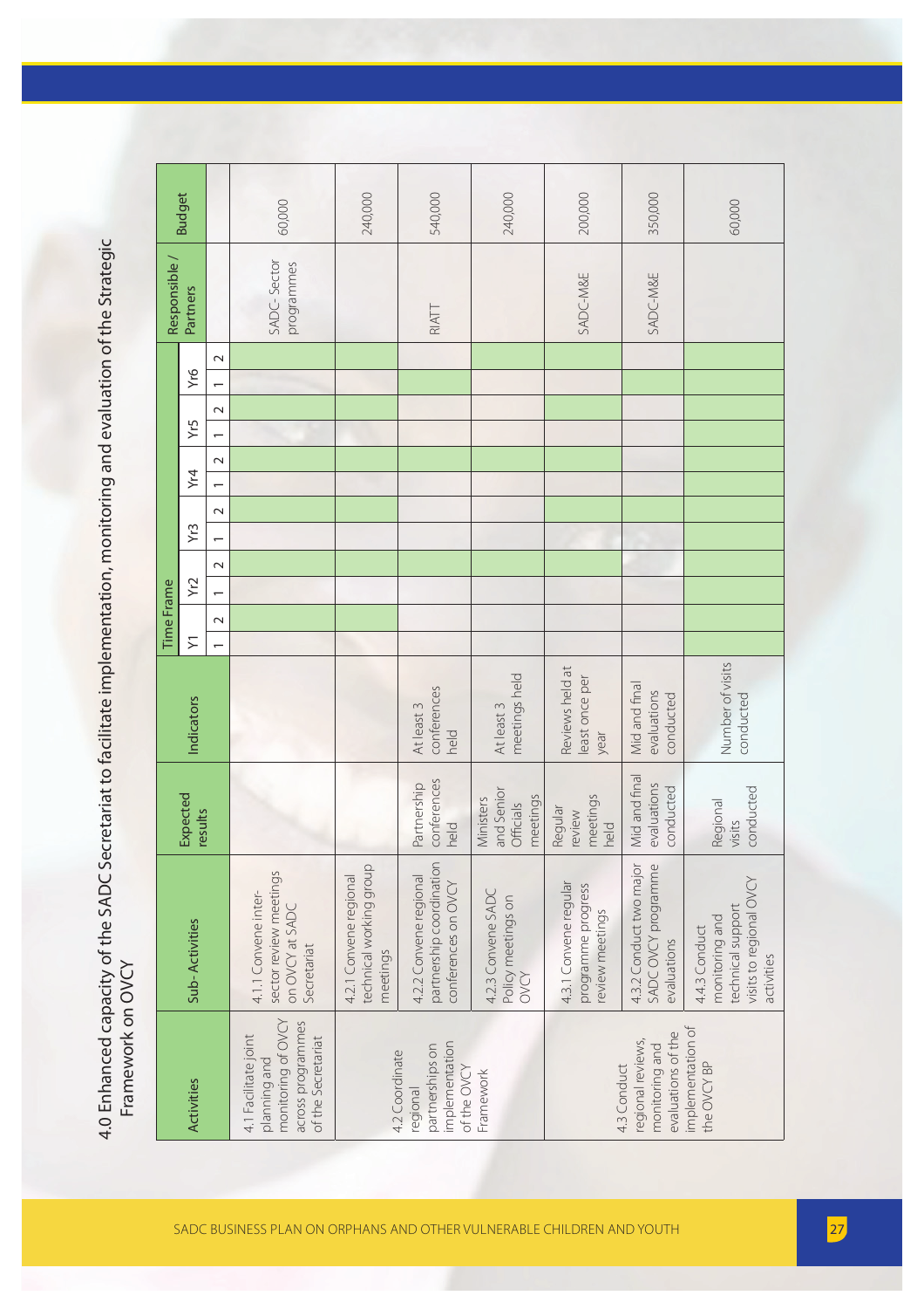# 4.0 Enhanced capacity of the SADC Secretariat to facilitate implementation, monitoring and evaluation of the Strategic Framework on OVCY

| Activities | Sub-Activities | Expected results | Indicators | Time Frame | | | | | | | | | | | | Responsible / Partners | Budget |
|---|---|---|---|---|---|---|---|---|---|---|---|---|---|---|---|---|---|
| | | | | Y1 | | Yr2 | | Yr3 | | Yr4 | | Yr5 | | Yr6 | | | |
| | | | | 1 | 2 | 1 | 2 | 1 | 2 | 1 | 2 | 1 | 2 | 1 | 2 | | |
| 4.1 Facilitate joint planning and monitoring of OVCY across programmes of the Secretariat | 4.1.1 Convene inter-sector review meetings on OVCY at SADC Secretariat | | | | | | | | | | | | | | | SADC- Sector programmes | 60,000 |
| 4.2 Coordinate regional partnerships on implementation of the OVCY Framework | 4.2.1 Convene regional technical working group meetings | | | | | | | | | | | | | | | | 240,000 |
| | 4.2.2 Convene regional partnership coordination conferences on OVCY | Partnership conferences held | At least 3 conferences held | | | | | | | | | | | | | RIATT | 540,000 |
| | 4.2.3 Convene SADC Policy meetings on OVCY | Ministers and Senior Officials meetings | At least 3 meetings held | | | | | | | | | | | | | | 240,000 |
| 4.3 Conduct regional reviews, monitoring and evaluations of the implementation of the OVCY BP | 4.3.1 Convene regular programme progress review meetings | Regular review meetings held | Reviews held at least once per year | | | | | | | | | | | | | SADC-M&E | 200,000 |
| | 4.3.2 Conduct two major SADC OVCY programme evaluations | Mid and final evaluations conducted | Mid and final evaluations conducted | | | | | | | | | | | | | SADC-M&E | 350,000 |
| | 4.4.3 Conduct monitoring and technical support visits to regional OVCY activities | Regional visits conducted | Number of visits conducted | | | | | | | | | | | | | | 60,000 |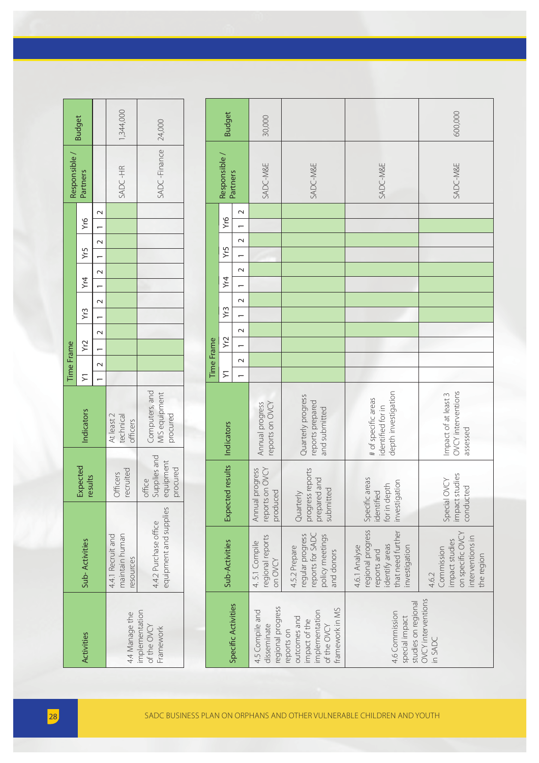| Activities | Sub- Activities | Expected results | Indicators | Time Frame | | | | | | | | | | | | Responsible / Partners | Budget |
|---|---|---|---|---|---|---|---|---|---|---|---|---|---|---|---|---|---|
| | | | | Y1 | | Yr2 | | Yr3 | | Yr4 | | Yr5 | | Yr6 | | | |
| | | | | 1 | 2 | 1 | 2 | 1 | 2 | 1 | 2 | 1 | 2 | 1 | 2 | | |
| 4.4 Manage the implementation of the OVCY Framework | 4.4.1 Recruit and maintain human resources | Officers recruited | At least 2 technical officers | | | | | | | | | | | | | SADC -HR | 1,344,000 |
| | 4.4.2 Purchase office equipment and supplies | office Supplies and equipment procured | Computers; and MIS equipment procured | | | | | | | | | | | | | SADC -Finance | 24,000 |

| Specific Activities | Sub-Activities | Expected results | Indicators | Time Frame | | | | | | | | | | | | Responsible / Partners | Budget |
|---|---|---|---|---|---|---|---|---|---|---|---|---|---|---|---|---|---|
| | | | | Y1 | | Yr2 | | Yr3 | | Yr4 | | Yr5 | | Yr6 | | | |
| | | | | 1 | 2 | 1 | 2 | 1 | 2 | 1 | 2 | 1 | 2 | 1 | 2 | | |
| 4.5 Compile and disseminate regional progress reports on outcomes and impact of the implementation of the OVCY framework in MS | 4. 5.1 Compile regional reports on OVCY | Annual progress reports on OVCY produced | Annual progress reports on OVCY | | | | | | | | | | | | | SADC-M&E | 30,000 |
| | 4.5.2 Prepare regular progress reports for SADC policy meetings and donors | Quarterly progress reports prepared and submitted | Quarterly progress reports prepared and submitted | | | | | | | | | | | | | SADC-M&E | |
| 4.6 Commission special impact studies on regional OVCY interventions in SADC | 4.6.1 Analyse regional progress reports and identify areas that need further investigation | Specific areas identified for in depth investigation | # of specific areas identified for in depth investigation | | | | | | | | | | | | | SADC-M&E | |
| | 4.6.2 Commission impact studies on specific OVCY interventions in the region | Special OVCY impact studies conducted | Impact of at least 3 OVCY interventions assessed | | | | | | | | | | | | | SADC-M&E | 600,000 |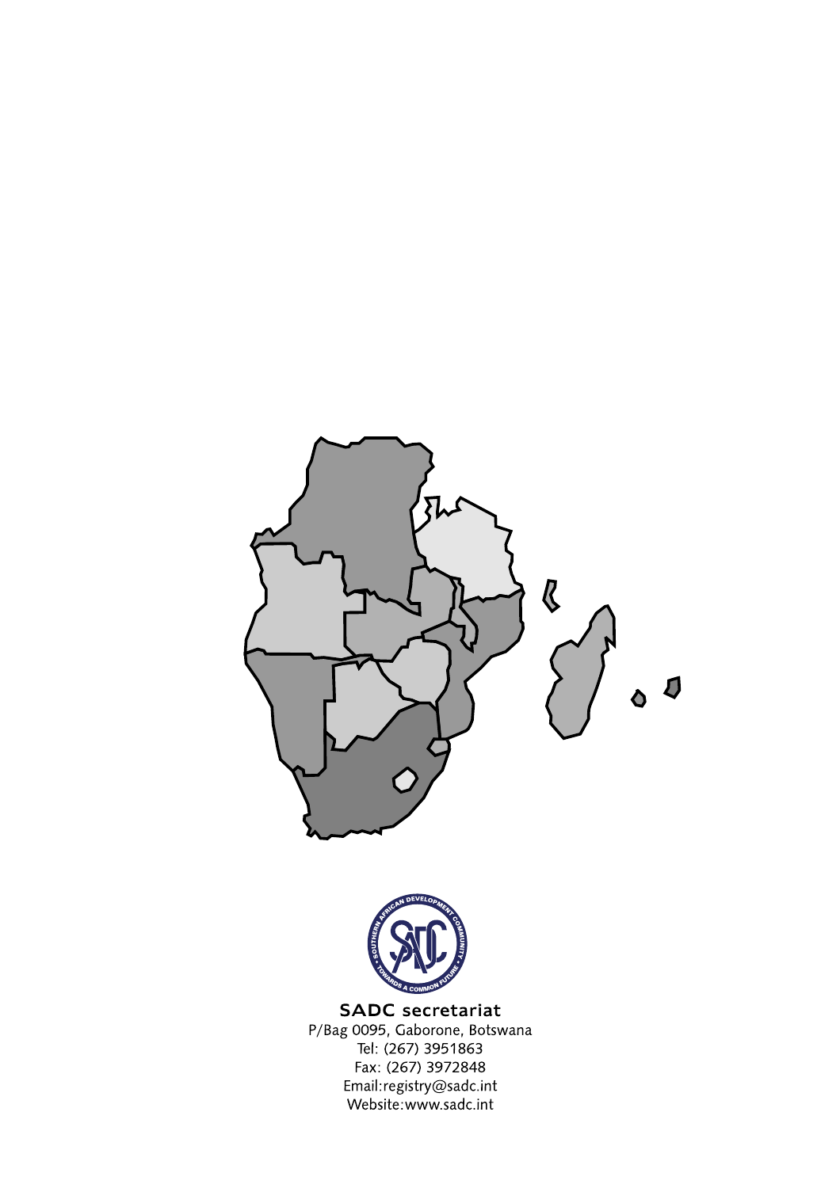**SADC secretariat**

P/Bag 0095, Gaborone, Botswana
Tel: (267) 3951863
Fax: (267) 3972848
Email:registry@sadc.int
Website:www.sadc.int